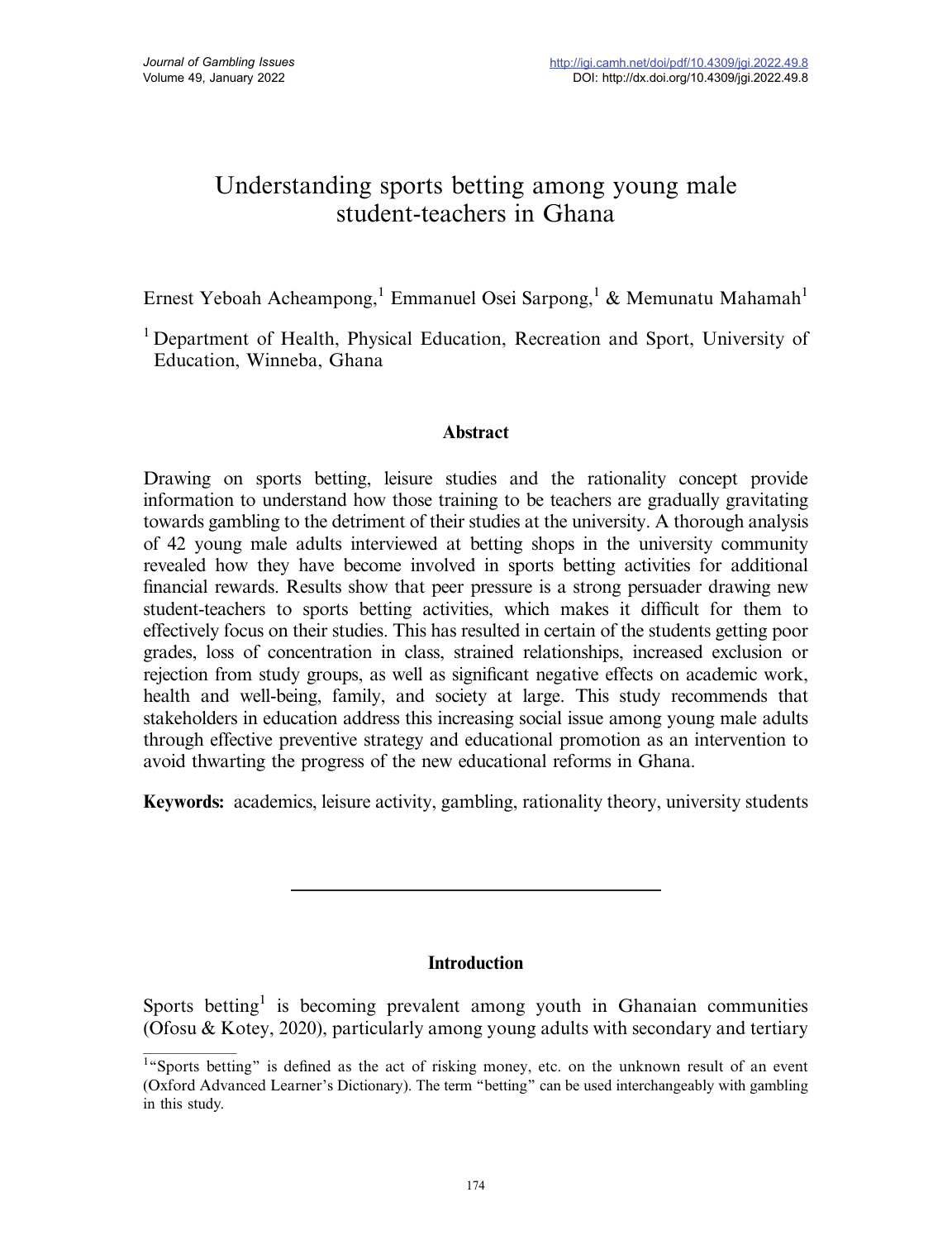# Understanding sports betting among young male student-teachers in Ghana

Ernest Yeboah Acheampong,[1] Emmanuel Osei Sarpong,[1] & Memunatu Mahamah[1]

[1] Department of Health, Physical Education, Recreation and Sport, University of Education, Winneba, Ghana

### Abstract

Drawing on sports betting, leisure studies and the rationality concept provide information to understand how those training to be teachers are gradually gravitating towards gambling to the detriment of their studies at the university. A thorough analysis of 42 young male adults interviewed at betting shops in the university community revealed how they have become involved in sports betting activities for additional financial rewards. Results show that peer pressure is a strong persuader drawing new student-teachers to sports betting activities, which makes it difficult for them to effectively focus on their studies. This has resulted in certain of the students getting poor grades, loss of concentration in class, strained relationships, increased exclusion or rejection from study groups, as well as significant negative effects on academic work, health and well-being, family, and society at large. This study recommends that stakeholders in education address this increasing social issue among young male adults through effective preventive strategy and educational promotion as an intervention to avoid thwarting the progress of the new educational reforms in Ghana.

**Keywords:** academics, leisure activity, gambling, rationality theory, university students

## Introduction

Sports betting[1] is becoming prevalent among youth in Ghanaian communities (Ofosu & Kotey, 2020), particularly among young adults with secondary and tertiary

[1] "Sports betting" is defined as the act of risking money, etc. on the unknown result of an event (Oxford Advanced Learner's Dictionary). The term "betting" can be used interchangeably with gambling in this study.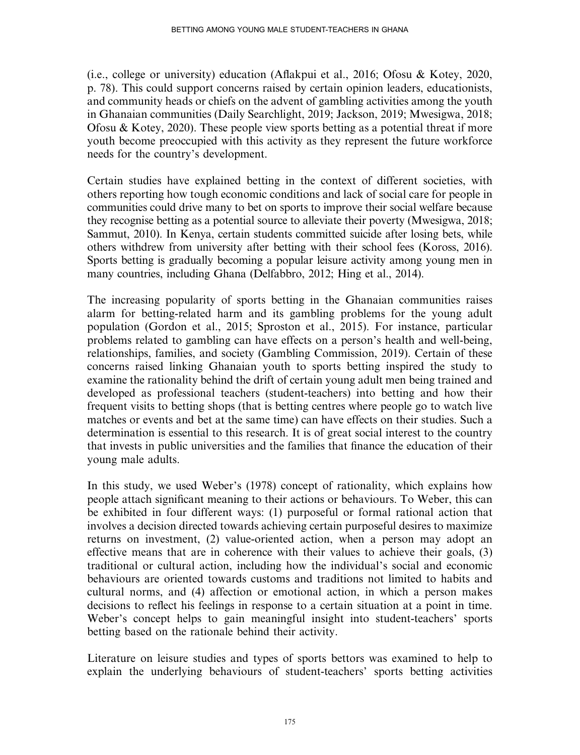(i.e., college or university) education (Aflakpui et al., 2016; Ofosu & Kotey, 2020, p. 78). This could support concerns raised by certain opinion leaders, educationists, and community heads or chiefs on the advent of gambling activities among the youth in Ghanaian communities (Daily Searchlight, 2019; Jackson, 2019; Mwesigwa, 2018; Ofosu & Kotey, 2020). These people view sports betting as a potential threat if more youth become preoccupied with this activity as they represent the future workforce needs for the country's development.

Certain studies have explained betting in the context of different societies, with others reporting how tough economic conditions and lack of social care for people in communities could drive many to bet on sports to improve their social welfare because they recognise betting as a potential source to alleviate their poverty (Mwesigwa, 2018; Sammut, 2010). In Kenya, certain students committed suicide after losing bets, while others withdrew from university after betting with their school fees (Koross, 2016). Sports betting is gradually becoming a popular leisure activity among young men in many countries, including Ghana (Delfabbro, 2012; Hing et al., 2014).

The increasing popularity of sports betting in the Ghanaian communities raises alarm for betting-related harm and its gambling problems for the young adult population (Gordon et al., 2015; Sproston et al., 2015). For instance, particular problems related to gambling can have effects on a person's health and well-being, relationships, families, and society (Gambling Commission, 2019). Certain of these concerns raised linking Ghanaian youth to sports betting inspired the study to examine the rationality behind the drift of certain young adult men being trained and developed as professional teachers (student-teachers) into betting and how their frequent visits to betting shops (that is betting centres where people go to watch live matches or events and bet at the same time) can have effects on their studies. Such a determination is essential to this research. It is of great social interest to the country that invests in public universities and the families that finance the education of their young male adults.

In this study, we used Weber's (1978) concept of rationality, which explains how people attach significant meaning to their actions or behaviours. To Weber, this can be exhibited in four different ways: (1) purposeful or formal rational action that involves a decision directed towards achieving certain purposeful desires to maximize returns on investment, (2) value-oriented action, when a person may adopt an effective means that are in coherence with their values to achieve their goals, (3) traditional or cultural action, including how the individual's social and economic behaviours are oriented towards customs and traditions not limited to habits and cultural norms, and (4) affection or emotional action, in which a person makes decisions to reflect his feelings in response to a certain situation at a point in time. Weber's concept helps to gain meaningful insight into student-teachers' sports betting based on the rationale behind their activity.

Literature on leisure studies and types of sports bettors was examined to help to explain the underlying behaviours of student-teachers' sports betting activities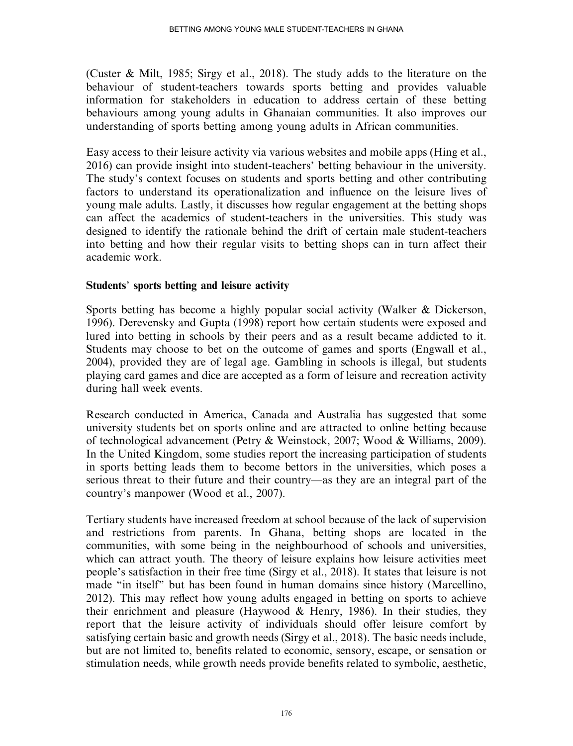(Custer & Milt, 1985; Sirgy et al., 2018). The study adds to the literature on the behaviour of student-teachers towards sports betting and provides valuable information for stakeholders in education to address certain of these betting behaviours among young adults in Ghanaian communities. It also improves our understanding of sports betting among young adults in African communities.

Easy access to their leisure activity via various websites and mobile apps (Hing et al., 2016) can provide insight into student-teachers' betting behaviour in the university. The study's context focuses on students and sports betting and other contributing factors to understand its operationalization and influence on the leisure lives of young male adults. Lastly, it discusses how regular engagement at the betting shops can affect the academics of student-teachers in the universities. This study was designed to identify the rationale behind the drift of certain male student-teachers into betting and how their regular visits to betting shops can in turn affect their academic work.

## Students' sports betting and leisure activity

Sports betting has become a highly popular social activity (Walker & Dickerson, 1996). Derevensky and Gupta (1998) report how certain students were exposed and lured into betting in schools by their peers and as a result became addicted to it. Students may choose to bet on the outcome of games and sports (Engwall et al., 2004), provided they are of legal age. Gambling in schools is illegal, but students playing card games and dice are accepted as a form of leisure and recreation activity during hall week events.

Research conducted in America, Canada and Australia has suggested that some university students bet on sports online and are attracted to online betting because of technological advancement (Petry & Weinstock, 2007; Wood & Williams, 2009). In the United Kingdom, some studies report the increasing participation of students in sports betting leads them to become bettors in the universities, which poses a serious threat to their future and their country—as they are an integral part of the country's manpower (Wood et al., 2007).

Tertiary students have increased freedom at school because of the lack of supervision and restrictions from parents. In Ghana, betting shops are located in the communities, with some being in the neighbourhood of schools and universities, which can attract youth. The theory of leisure explains how leisure activities meet people's satisfaction in their free time (Sirgy et al., 2018). It states that leisure is not made "in itself" but has been found in human domains since history (Marcellino, 2012). This may reflect how young adults engaged in betting on sports to achieve their enrichment and pleasure (Haywood & Henry, 1986). In their studies, they report that the leisure activity of individuals should offer leisure comfort by satisfying certain basic and growth needs (Sirgy et al., 2018). The basic needs include, but are not limited to, benefits related to economic, sensory, escape, or sensation or stimulation needs, while growth needs provide benefits related to symbolic, aesthetic,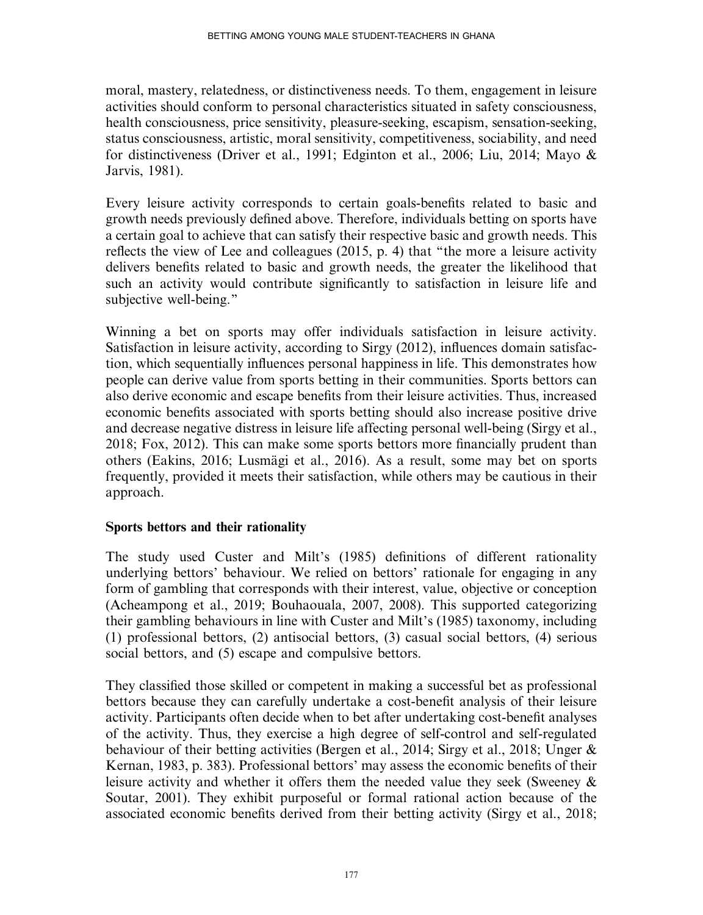moral, mastery, relatedness, or distinctiveness needs. To them, engagement in leisure activities should conform to personal characteristics situated in safety consciousness, health consciousness, price sensitivity, pleasure-seeking, escapism, sensation-seeking, status consciousness, artistic, moral sensitivity, competitiveness, sociability, and need for distinctiveness (Driver et al., 1991; Edginton et al., 2006; Liu, 2014; Mayo & Jarvis, 1981).

Every leisure activity corresponds to certain goals-benefits related to basic and growth needs previously defined above. Therefore, individuals betting on sports have a certain goal to achieve that can satisfy their respective basic and growth needs. This reflects the view of Lee and colleagues (2015, p. 4) that "the more a leisure activity delivers benefits related to basic and growth needs, the greater the likelihood that such an activity would contribute significantly to satisfaction in leisure life and subjective well-being."

Winning a bet on sports may offer individuals satisfaction in leisure activity. Satisfaction in leisure activity, according to Sirgy (2012), influences domain satisfaction, which sequentially influences personal happiness in life. This demonstrates how people can derive value from sports betting in their communities. Sports bettors can also derive economic and escape benefits from their leisure activities. Thus, increased economic benefits associated with sports betting should also increase positive drive and decrease negative distress in leisure life affecting personal well-being (Sirgy et al., 2018; Fox, 2012). This can make some sports bettors more financially prudent than others (Eakins, 2016; Lusmägi et al., 2016). As a result, some may bet on sports frequently, provided it meets their satisfaction, while others may be cautious in their approach.

## Sports bettors and their rationality

The study used Custer and Milt's (1985) definitions of different rationality underlying bettors' behaviour. We relied on bettors' rationale for engaging in any form of gambling that corresponds with their interest, value, objective or conception (Acheampong et al., 2019; Bouhaouala, 2007, 2008). This supported categorizing their gambling behaviours in line with Custer and Milt's (1985) taxonomy, including (1) professional bettors, (2) antisocial bettors, (3) casual social bettors, (4) serious social bettors, and (5) escape and compulsive bettors.

They classified those skilled or competent in making a successful bet as professional bettors because they can carefully undertake a cost-benefit analysis of their leisure activity. Participants often decide when to bet after undertaking cost-benefit analyses of the activity. Thus, they exercise a high degree of self-control and self-regulated behaviour of their betting activities (Bergen et al., 2014; Sirgy et al., 2018; Unger & Kernan, 1983, p. 383). Professional bettors' may assess the economic benefits of their leisure activity and whether it offers them the needed value they seek (Sweeney & Soutar, 2001). They exhibit purposeful or formal rational action because of the associated economic benefits derived from their betting activity (Sirgy et al., 2018;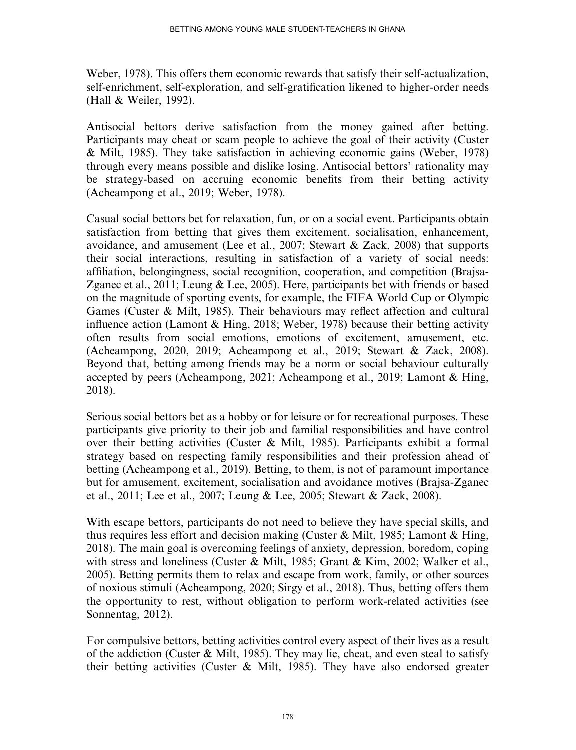Weber, 1978). This offers them economic rewards that satisfy their self-actualization, self-enrichment, self-exploration, and self-gratification likened to higher-order needs (Hall & Weiler, 1992).

Antisocial bettors derive satisfaction from the money gained after betting. Participants may cheat or scam people to achieve the goal of their activity (Custer & Milt, 1985). They take satisfaction in achieving economic gains (Weber, 1978) through every means possible and dislike losing. Antisocial bettors' rationality may be strategy-based on accruing economic benefits from their betting activity (Acheampong et al., 2019; Weber, 1978).

Casual social bettors bet for relaxation, fun, or on a social event. Participants obtain satisfaction from betting that gives them excitement, socialisation, enhancement, avoidance, and amusement (Lee et al., 2007; Stewart & Zack, 2008) that supports their social interactions, resulting in satisfaction of a variety of social needs: affiliation, belongingness, social recognition, cooperation, and competition (Brajsa-Zganec et al., 2011; Leung & Lee, 2005). Here, participants bet with friends or based on the magnitude of sporting events, for example, the FIFA World Cup or Olympic Games (Custer & Milt, 1985). Their behaviours may reflect affection and cultural influence action (Lamont & Hing, 2018; Weber, 1978) because their betting activity often results from social emotions, emotions of excitement, amusement, etc. (Acheampong, 2020, 2019; Acheampong et al., 2019; Stewart & Zack, 2008). Beyond that, betting among friends may be a norm or social behaviour culturally accepted by peers (Acheampong, 2021; Acheampong et al., 2019; Lamont & Hing, 2018).

Serious social bettors bet as a hobby or for leisure or for recreational purposes. These participants give priority to their job and familial responsibilities and have control over their betting activities (Custer & Milt, 1985). Participants exhibit a formal strategy based on respecting family responsibilities and their profession ahead of betting (Acheampong et al., 2019). Betting, to them, is not of paramount importance but for amusement, excitement, socialisation and avoidance motives (Brajsa-Zganec et al., 2011; Lee et al., 2007; Leung & Lee, 2005; Stewart & Zack, 2008).

With escape bettors, participants do not need to believe they have special skills, and thus requires less effort and decision making (Custer & Milt, 1985; Lamont & Hing, 2018). The main goal is overcoming feelings of anxiety, depression, boredom, coping with stress and loneliness (Custer & Milt, 1985; Grant & Kim, 2002; Walker et al., 2005). Betting permits them to relax and escape from work, family, or other sources of noxious stimuli (Acheampong, 2020; Sirgy et al., 2018). Thus, betting offers them the opportunity to rest, without obligation to perform work-related activities (see Sonnentag, 2012).

For compulsive bettors, betting activities control every aspect of their lives as a result of the addiction (Custer & Milt, 1985). They may lie, cheat, and even steal to satisfy their betting activities (Custer & Milt, 1985). They have also endorsed greater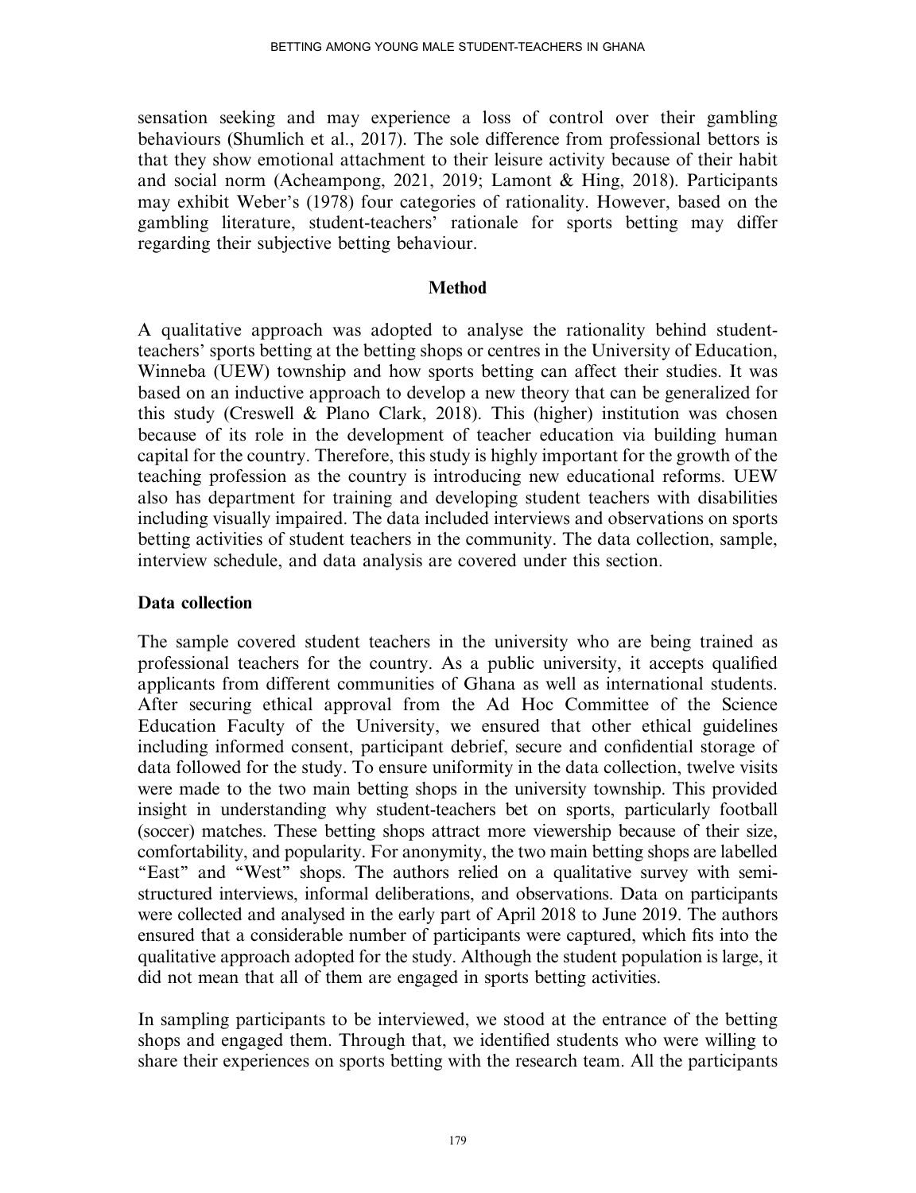sensation seeking and may experience a loss of control over their gambling behaviours (Shumlich et al., 2017). The sole difference from professional bettors is that they show emotional attachment to their leisure activity because of their habit and social norm (Acheampong, 2021, 2019; Lamont & Hing, 2018). Participants may exhibit Weber's (1978) four categories of rationality. However, based on the gambling literature, student-teachers' rationale for sports betting may differ regarding their subjective betting behaviour.

## Method

A qualitative approach was adopted to analyse the rationality behind student-teachers' sports betting at the betting shops or centres in the University of Education, Winneba (UEW) township and how sports betting can affect their studies. It was based on an inductive approach to develop a new theory that can be generalized for this study (Creswell & Plano Clark, 2018). This (higher) institution was chosen because of its role in the development of teacher education via building human capital for the country. Therefore, this study is highly important for the growth of the teaching profession as the country is introducing new educational reforms. UEW also has department for training and developing student teachers with disabilities including visually impaired. The data included interviews and observations on sports betting activities of student teachers in the community. The data collection, sample, interview schedule, and data analysis are covered under this section.

### Data collection

The sample covered student teachers in the university who are being trained as professional teachers for the country. As a public university, it accepts qualified applicants from different communities of Ghana as well as international students. After securing ethical approval from the Ad Hoc Committee of the Science Education Faculty of the University, we ensured that other ethical guidelines including informed consent, participant debrief, secure and confidential storage of data followed for the study. To ensure uniformity in the data collection, twelve visits were made to the two main betting shops in the university township. This provided insight in understanding why student-teachers bet on sports, particularly football (soccer) matches. These betting shops attract more viewership because of their size, comfortability, and popularity. For anonymity, the two main betting shops are labelled "East" and "West" shops. The authors relied on a qualitative survey with semi-structured interviews, informal deliberations, and observations. Data on participants were collected and analysed in the early part of April 2018 to June 2019. The authors ensured that a considerable number of participants were captured, which fits into the qualitative approach adopted for the study. Although the student population is large, it did not mean that all of them are engaged in sports betting activities.

In sampling participants to be interviewed, we stood at the entrance of the betting shops and engaged them. Through that, we identified students who were willing to share their experiences on sports betting with the research team. All the participants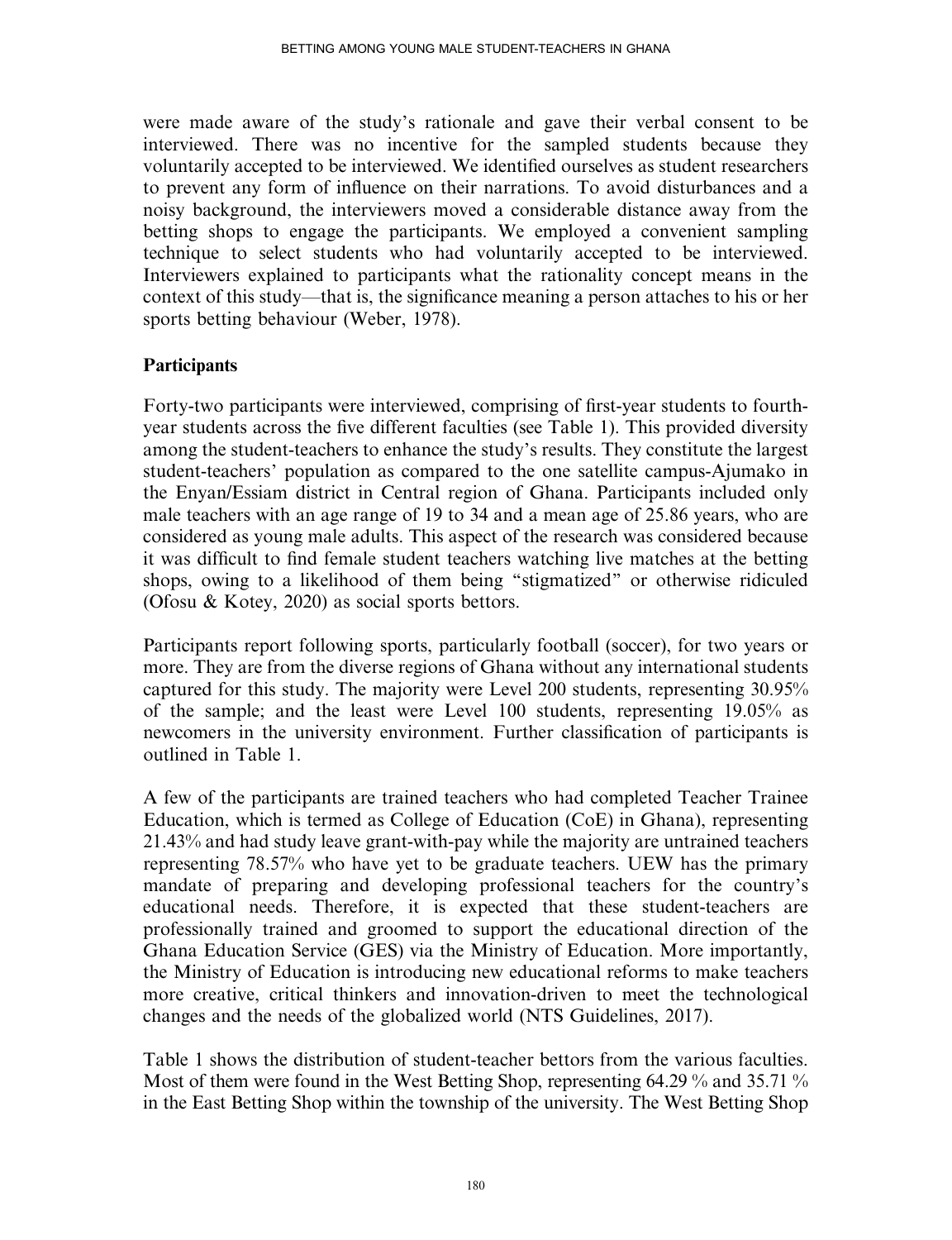were made aware of the study's rationale and gave their verbal consent to be interviewed. There was no incentive for the sampled students because they voluntarily accepted to be interviewed. We identified ourselves as student researchers to prevent any form of influence on their narrations. To avoid disturbances and a noisy background, the interviewers moved a considerable distance away from the betting shops to engage the participants. We employed a convenient sampling technique to select students who had voluntarily accepted to be interviewed. Interviewers explained to participants what the rationality concept means in the context of this study—that is, the significance meaning a person attaches to his or her sports betting behaviour (Weber, 1978).

## Participants

Forty-two participants were interviewed, comprising of first-year students to fourth-year students across the five different faculties (see Table 1). This provided diversity among the student-teachers to enhance the study's results. They constitute the largest student-teachers' population as compared to the one satellite campus-Ajumako in the Enyan/Essiam district in Central region of Ghana. Participants included only male teachers with an age range of 19 to 34 and a mean age of 25.86 years, who are considered as young male adults. This aspect of the research was considered because it was difficult to find female student teachers watching live matches at the betting shops, owing to a likelihood of them being "stigmatized" or otherwise ridiculed (Ofosu & Kotey, 2020) as social sports bettors.

Participants report following sports, particularly football (soccer), for two years or more. They are from the diverse regions of Ghana without any international students captured for this study. The majority were Level 200 students, representing 30.95% of the sample; and the least were Level 100 students, representing 19.05% as newcomers in the university environment. Further classification of participants is outlined in Table 1.

A few of the participants are trained teachers who had completed Teacher Trainee Education, which is termed as College of Education (CoE) in Ghana), representing 21.43% and had study leave grant-with-pay while the majority are untrained teachers representing 78.57% who have yet to be graduate teachers. UEW has the primary mandate of preparing and developing professional teachers for the country's educational needs. Therefore, it is expected that these student-teachers are professionally trained and groomed to support the educational direction of the Ghana Education Service (GES) via the Ministry of Education. More importantly, the Ministry of Education is introducing new educational reforms to make teachers more creative, critical thinkers and innovation-driven to meet the technological changes and the needs of the globalized world (NTS Guidelines, 2017).

Table 1 shows the distribution of student-teacher bettors from the various faculties. Most of them were found in the West Betting Shop, representing 64.29 % and 35.71 % in the East Betting Shop within the township of the university. The West Betting Shop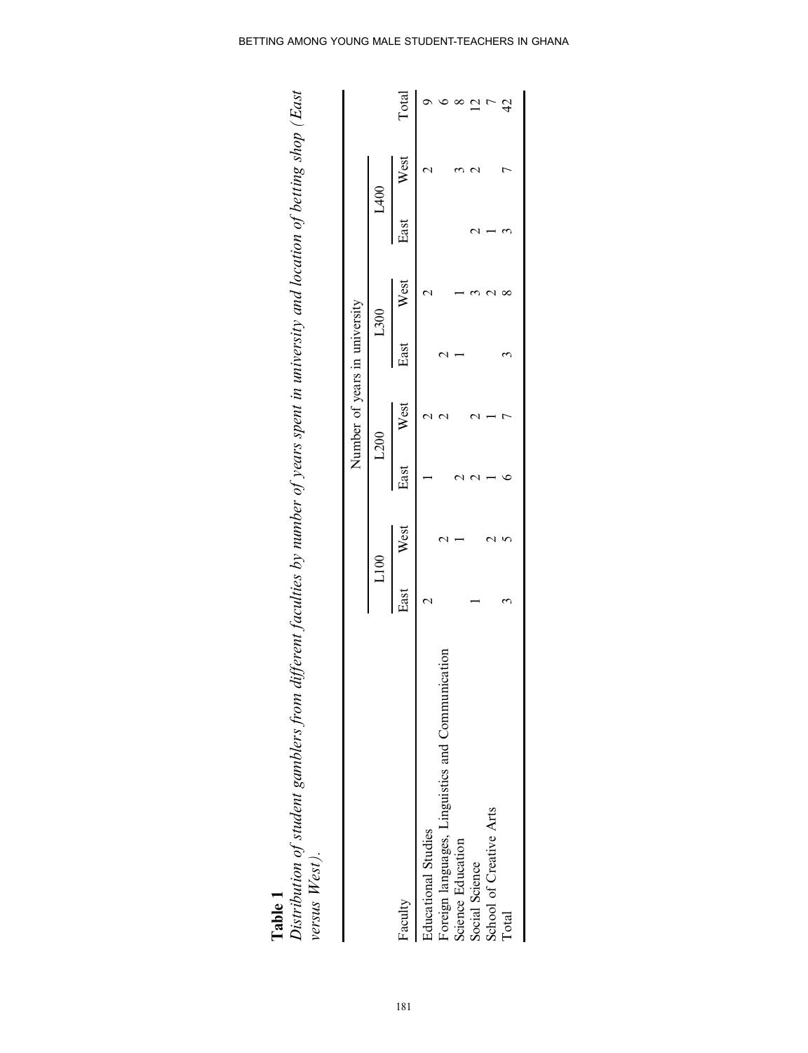**Table 1**
*Distribution of student gamblers from different faculties by number of years spent in university and location of betting shop (East versus West).*

| Faculty | Number of years in university | | | | | | | | Total |
|---|---|---|---|---|---|---|---|---|---|
| | L100 | | L200 | | L300 | | L400 | | |
| | East | West | East | West | East | West | East | West | |
| Educational Studies | 2 | | 1 | 2 | | 2 | | 2 | 9 |
| Foreign languages, Linguistics and Communication | | 2 | | 2 | 2 | | | | 6 |
| Science Education | | 1 | 2 | | 1 | 1 | | 3 | 8 |
| Social Science | 1 | | 2 | 2 | | 3 | 2 | 2 | 12 |
| School of Creative Arts | | 2 | 1 | 1 | | 2 | 1 | | 7 |
| Total | 3 | 5 | 6 | 7 | 3 | 8 | 3 | 7 | 42 |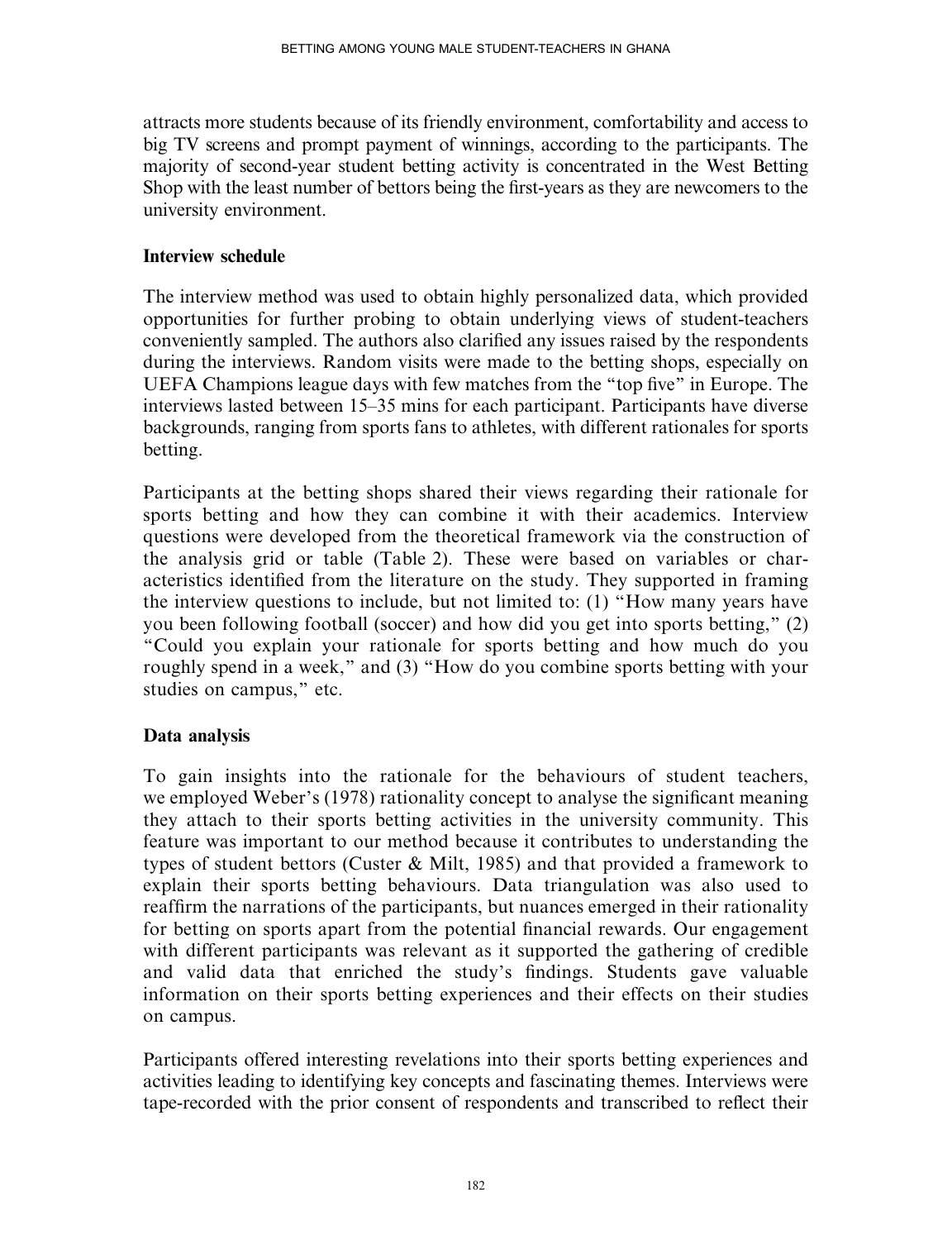attracts more students because of its friendly environment, comfortability and access to big TV screens and prompt payment of winnings, according to the participants. The majority of second-year student betting activity is concentrated in the West Betting Shop with the least number of bettors being the first-years as they are newcomers to the university environment.

### Interview schedule

The interview method was used to obtain highly personalized data, which provided opportunities for further probing to obtain underlying views of student-teachers conveniently sampled. The authors also clarified any issues raised by the respondents during the interviews. Random visits were made to the betting shops, especially on UEFA Champions league days with few matches from the "top five" in Europe. The interviews lasted between 15–35 mins for each participant. Participants have diverse backgrounds, ranging from sports fans to athletes, with different rationales for sports betting.

Participants at the betting shops shared their views regarding their rationale for sports betting and how they can combine it with their academics. Interview questions were developed from the theoretical framework via the construction of the analysis grid or table (Table 2). These were based on variables or characteristics identified from the literature on the study. They supported in framing the interview questions to include, but not limited to: (1) "How many years have you been following football (soccer) and how did you get into sports betting," (2) "Could you explain your rationale for sports betting and how much do you roughly spend in a week," and (3) "How do you combine sports betting with your studies on campus," etc.

### Data analysis

To gain insights into the rationale for the behaviours of student teachers, we employed Weber's (1978) rationality concept to analyse the significant meaning they attach to their sports betting activities in the university community. This feature was important to our method because it contributes to understanding the types of student bettors (Custer & Milt, 1985) and that provided a framework to explain their sports betting behaviours. Data triangulation was also used to reaffirm the narrations of the participants, but nuances emerged in their rationality for betting on sports apart from the potential financial rewards. Our engagement with different participants was relevant as it supported the gathering of credible and valid data that enriched the study's findings. Students gave valuable information on their sports betting experiences and their effects on their studies on campus.

Participants offered interesting revelations into their sports betting experiences and activities leading to identifying key concepts and fascinating themes. Interviews were tape-recorded with the prior consent of respondents and transcribed to reflect their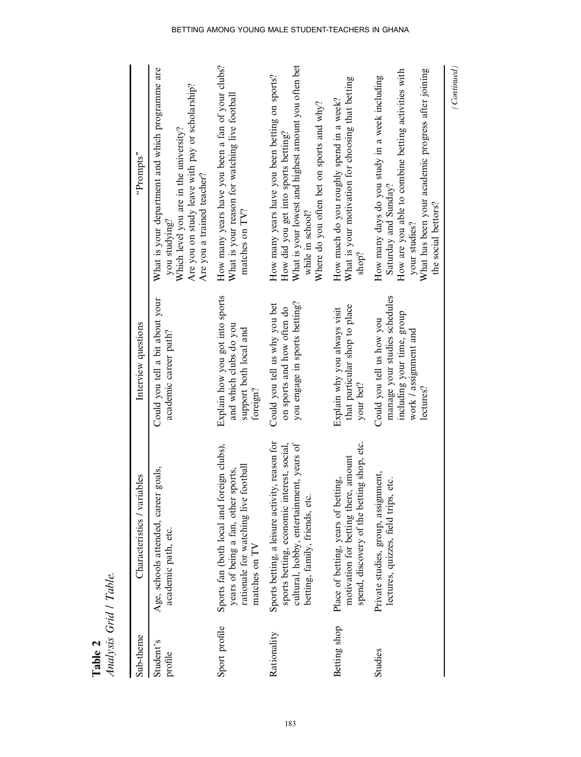**Table 2**
*Analysis Grid / Table.*

| Sub-theme | Characteristics / variables | Interview questions | "Prompts" |
|---|---|---|---|
| Student's profile | Age, schools attended, career goals, academic path, etc. | Could you tell a bit about your academic career path? | What is your department and which programme are you studying?<br>Which level you are in the university?<br>Are you on study leave with pay or scholarship?<br>Are you a trained teacher? |
| Sport profile | Sports fan (both local and foreign clubs), years of being a fan, other sports, rationale for watching live football matches on TV | Explain how you got into sports and which clubs do you support both local and foreign? | How many years have you been a fan of your clubs?<br>What is your reason for watching live football matches on TV? |
| Rationality | Sports betting, a leisure activity, reason for sports betting, economic interest, social, cultural, hobby, entertainment, years of betting, family, friends, etc. | Could you tell us why you bet on sports and how often do you engage in sports betting? | How many years have you been betting on sports?<br>How did you get into sports betting?<br>What is your lowest and highest amount you often bet while in school?<br>Where do you often bet on sports and why? |
| Betting shop | Place of betting, years of betting, motivation for betting there, amount spend, discovery of the betting shop, etc. | Explain why you always visit that particular shop to place your bet? | How much do you roughly spend in a week?<br>What is your motivation for choosing that betting shop? |
| Studies | Private studies, group, assignment, lectures, quizzes, field trips, etc. | Could you tell us how you manage your studies schedules including your time, group work / assignment and lectures? | How many days do you study in a week including Saturday and Sunday?<br>How are you able to combine betting activities with your studies?<br>What has been your academic progress after joining the social bettors? |

*(Continued)*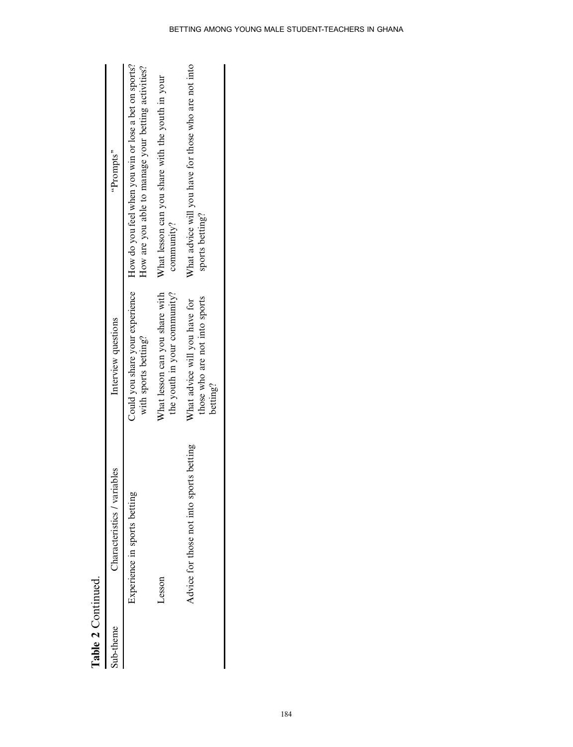**Table 2** Continued.

| Sub-theme | Characteristics / variables | Interview questions | "Prompts" |
|---|---|---|---|
| | Experience in sports betting | Could you share your experience with sports betting? | How do you feel when you win or lose a bet on sports? How are you able to manage your betting activities? |
| | Lesson | What lesson can you share with the youth in your community? | What lesson can you share with the youth in your community? |
| | Advice for those not into sports betting | What advice will you have for those who are not into sports betting? | What advice will you have for those who are not into sports betting? |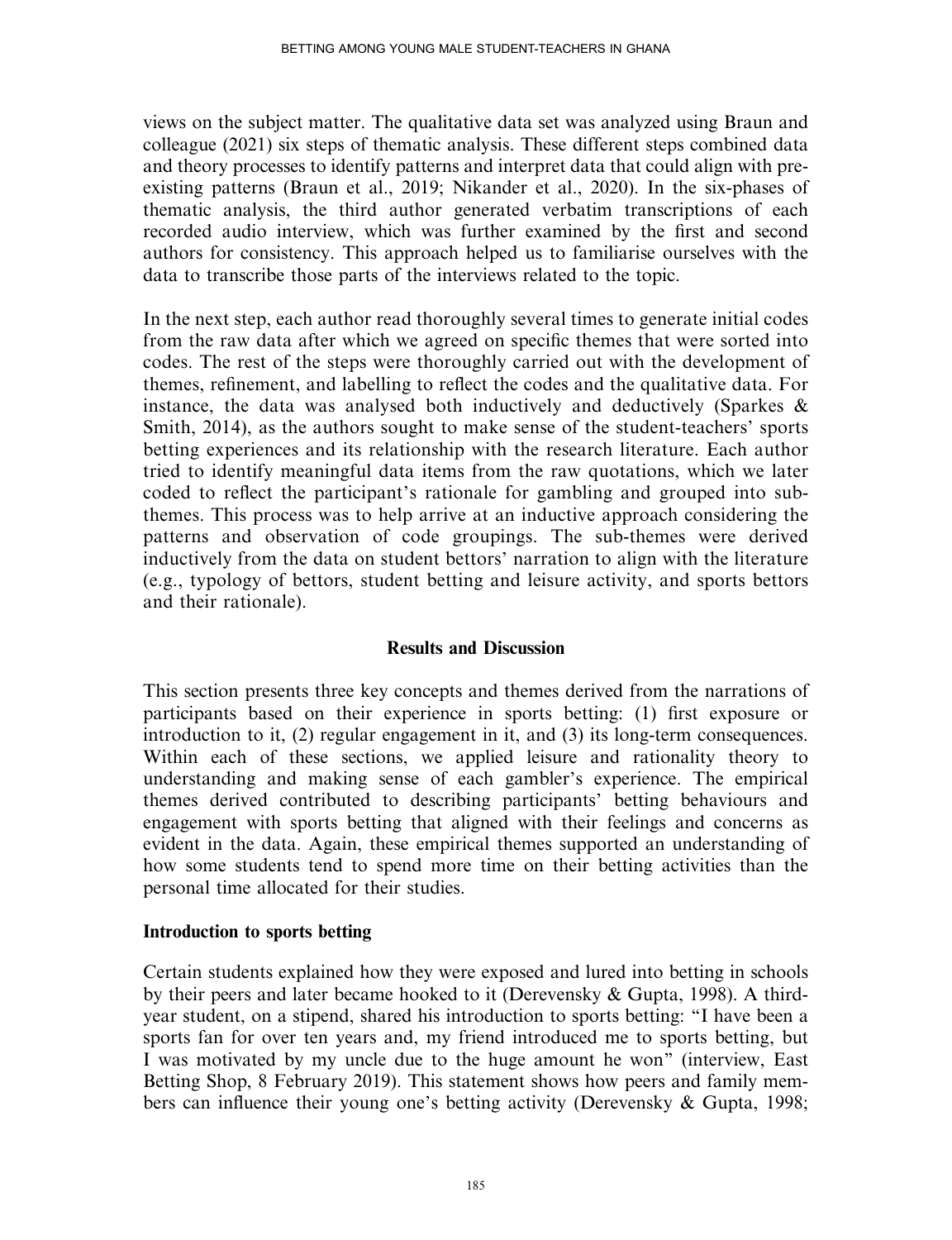views on the subject matter. The qualitative data set was analyzed using Braun and colleague (2021) six steps of thematic analysis. These different steps combined data and theory processes to identify patterns and interpret data that could align with pre-existing patterns (Braun et al., 2019; Nikander et al., 2020). In the six-phases of thematic analysis, the third author generated verbatim transcriptions of each recorded audio interview, which was further examined by the first and second authors for consistency. This approach helped us to familiarise ourselves with the data to transcribe those parts of the interviews related to the topic.

In the next step, each author read thoroughly several times to generate initial codes from the raw data after which we agreed on specific themes that were sorted into codes. The rest of the steps were thoroughly carried out with the development of themes, refinement, and labelling to reflect the codes and the qualitative data. For instance, the data was analysed both inductively and deductively (Sparkes & Smith, 2014), as the authors sought to make sense of the student-teachers' sports betting experiences and its relationship with the research literature. Each author tried to identify meaningful data items from the raw quotations, which we later coded to reflect the participant's rationale for gambling and grouped into sub-themes. This process was to help arrive at an inductive approach considering the patterns and observation of code groupings. The sub-themes were derived inductively from the data on student bettors' narration to align with the literature (e.g., typology of bettors, student betting and leisure activity, and sports bettors and their rationale).

## Results and Discussion

This section presents three key concepts and themes derived from the narrations of participants based on their experience in sports betting: (1) first exposure or introduction to it, (2) regular engagement in it, and (3) its long-term consequences. Within each of these sections, we applied leisure and rationality theory to understanding and making sense of each gambler's experience. The empirical themes derived contributed to describing participants' betting behaviours and engagement with sports betting that aligned with their feelings and concerns as evident in the data. Again, these empirical themes supported an understanding of how some students tend to spend more time on their betting activities than the personal time allocated for their studies.

### Introduction to sports betting

Certain students explained how they were exposed and lured into betting in schools by their peers and later became hooked to it (Derevensky & Gupta, 1998). A third-year student, on a stipend, shared his introduction to sports betting: "I have been a sports fan for over ten years and, my friend introduced me to sports betting, but I was motivated by my uncle due to the huge amount he won" (interview, East Betting Shop, 8 February 2019). This statement shows how peers and family members can influence their young one's betting activity (Derevensky & Gupta, 1998;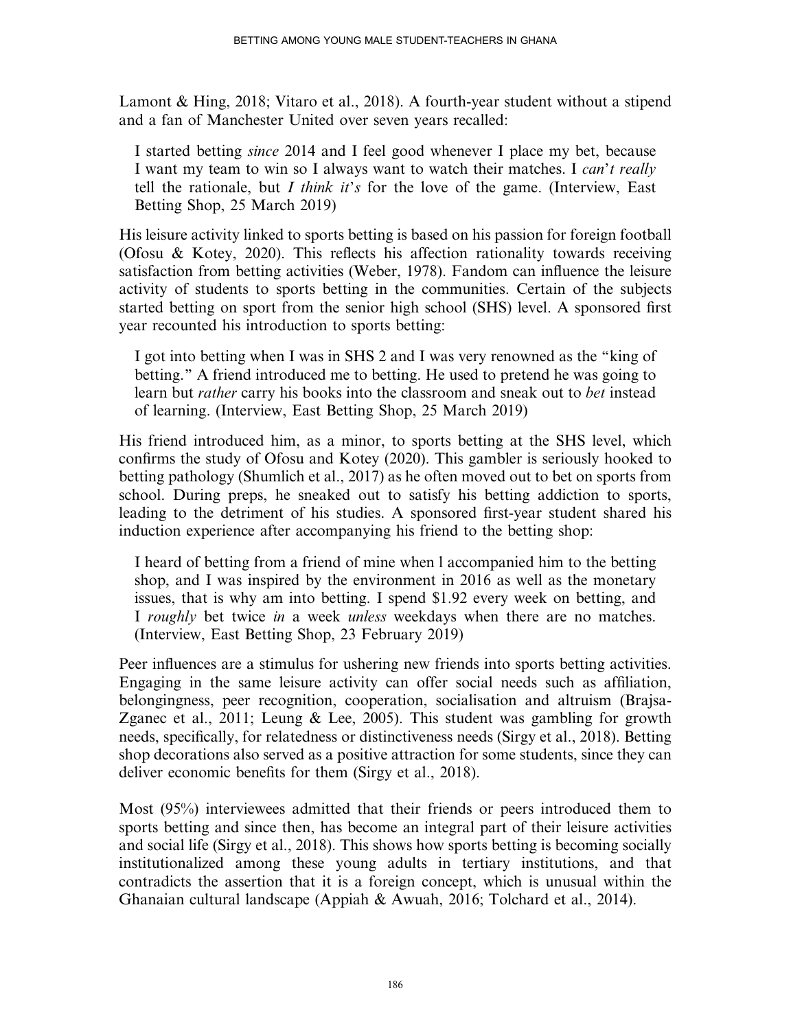Lamont & Hing, 2018; Vitaro et al., 2018). A fourth-year student without a stipend and a fan of Manchester United over seven years recalled:

> I started betting *since* 2014 and I feel good whenever I place my bet, because I want my team to win so I always want to watch their matches. I *can*'*t really* tell the rationale, but *I think it*'*s* for the love of the game. (Interview, East Betting Shop, 25 March 2019)

His leisure activity linked to sports betting is based on his passion for foreign football (Ofosu & Kotey, 2020). This reflects his affection rationality towards receiving satisfaction from betting activities (Weber, 1978). Fandom can influence the leisure activity of students to sports betting in the communities. Certain of the subjects started betting on sport from the senior high school (SHS) level. A sponsored first year recounted his introduction to sports betting:

> I got into betting when I was in SHS 2 and I was very renowned as the "king of betting." A friend introduced me to betting. He used to pretend he was going to learn but *rather* carry his books into the classroom and sneak out to *bet* instead of learning. (Interview, East Betting Shop, 25 March 2019)

His friend introduced him, as a minor, to sports betting at the SHS level, which confirms the study of Ofosu and Kotey (2020). This gambler is seriously hooked to betting pathology (Shumlich et al., 2017) as he often moved out to bet on sports from school. During preps, he sneaked out to satisfy his betting addiction to sports, leading to the detriment of his studies. A sponsored first-year student shared his induction experience after accompanying his friend to the betting shop:

> I heard of betting from a friend of mine when l accompanied him to the betting shop, and I was inspired by the environment in 2016 as well as the monetary issues, that is why am into betting. I spend $1.92 every week on betting, and I *roughly* bet twice *in* a week *unless* weekdays when there are no matches. (Interview, East Betting Shop, 23 February 2019)

Peer influences are a stimulus for ushering new friends into sports betting activities. Engaging in the same leisure activity can offer social needs such as affiliation, belongingness, peer recognition, cooperation, socialisation and altruism (Brajsa-Zganec et al., 2011; Leung & Lee, 2005). This student was gambling for growth needs, specifically, for relatedness or distinctiveness needs (Sirgy et al., 2018). Betting shop decorations also served as a positive attraction for some students, since they can deliver economic benefits for them (Sirgy et al., 2018).

Most (95%) interviewees admitted that their friends or peers introduced them to sports betting and since then, has become an integral part of their leisure activities and social life (Sirgy et al., 2018). This shows how sports betting is becoming socially institutionalized among these young adults in tertiary institutions, and that contradicts the assertion that it is a foreign concept, which is unusual within the Ghanaian cultural landscape (Appiah & Awuah, 2016; Tolchard et al., 2014).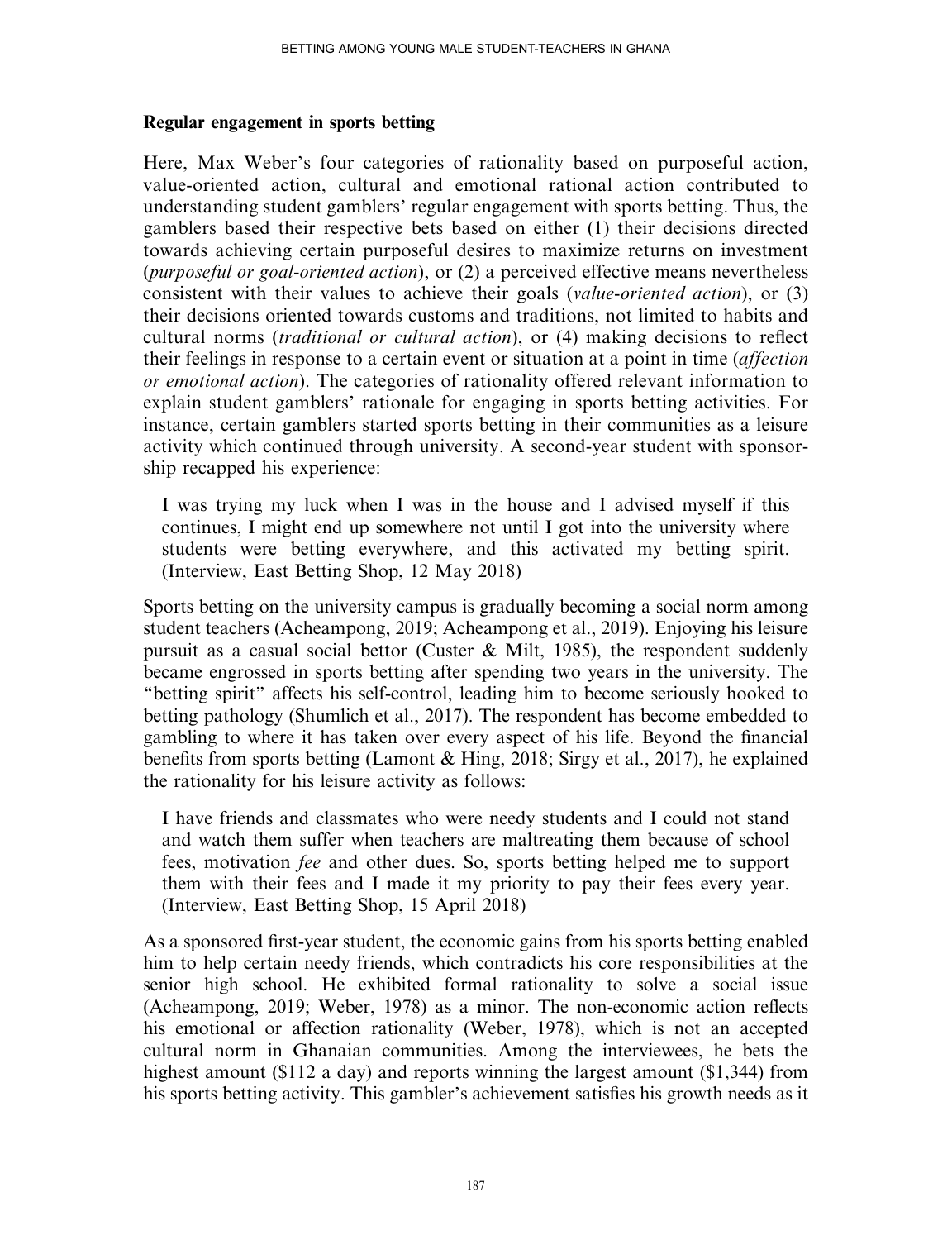### Regular engagement in sports betting

Here, Max Weber's four categories of rationality based on purposeful action, value-oriented action, cultural and emotional rational action contributed to understanding student gamblers' regular engagement with sports betting. Thus, the gamblers based their respective bets based on either (1) their decisions directed towards achieving certain purposeful desires to maximize returns on investment (*purposeful or goal-oriented action*), or (2) a perceived effective means nevertheless consistent with their values to achieve their goals (*value-oriented action*), or (3) their decisions oriented towards customs and traditions, not limited to habits and cultural norms (*traditional or cultural action*), or (4) making decisions to reflect their feelings in response to a certain event or situation at a point in time (*affection or emotional action*). The categories of rationality offered relevant information to explain student gamblers' rationale for engaging in sports betting activities. For instance, certain gamblers started sports betting in their communities as a leisure activity which continued through university. A second-year student with sponsorship recapped his experience:

> I was trying my luck when I was in the house and I advised myself if this continues, I might end up somewhere not until I got into the university where students were betting everywhere, and this activated my betting spirit. (Interview, East Betting Shop, 12 May 2018)

Sports betting on the university campus is gradually becoming a social norm among student teachers (Acheampong, 2019; Acheampong et al., 2019). Enjoying his leisure pursuit as a casual social bettor (Custer & Milt, 1985), the respondent suddenly became engrossed in sports betting after spending two years in the university. The "betting spirit" affects his self-control, leading him to become seriously hooked to betting pathology (Shumlich et al., 2017). The respondent has become embedded to gambling to where it has taken over every aspect of his life. Beyond the financial benefits from sports betting (Lamont & Hing, 2018; Sirgy et al., 2017), he explained the rationality for his leisure activity as follows:

> I have friends and classmates who were needy students and I could not stand and watch them suffer when teachers are maltreating them because of school fees, motivation *fee* and other dues. So, sports betting helped me to support them with their fees and I made it my priority to pay their fees every year. (Interview, East Betting Shop, 15 April 2018)

As a sponsored first-year student, the economic gains from his sports betting enabled him to help certain needy friends, which contradicts his core responsibilities at the senior high school. He exhibited formal rationality to solve a social issue (Acheampong, 2019; Weber, 1978) as a minor. The non-economic action reflects his emotional or affection rationality (Weber, 1978), which is not an accepted cultural norm in Ghanaian communities. Among the interviewees, he bets the highest amount ($112 a day) and reports winning the largest amount ($1,344) from his sports betting activity. This gambler's achievement satisfies his growth needs as it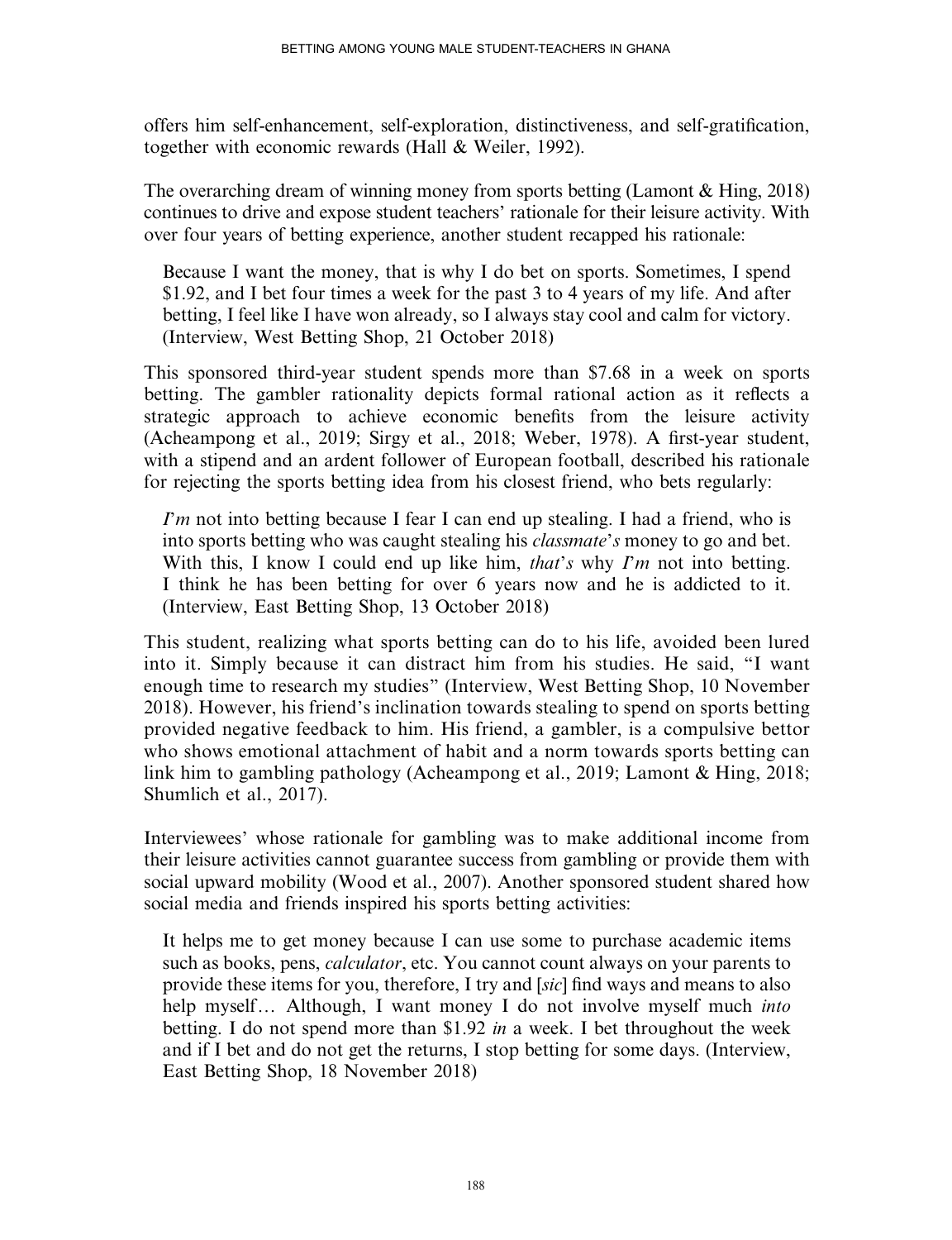offers him self-enhancement, self-exploration, distinctiveness, and self-gratification, together with economic rewards (Hall & Weiler, 1992).

The overarching dream of winning money from sports betting (Lamont & Hing, 2018) continues to drive and expose student teachers' rationale for their leisure activity. With over four years of betting experience, another student recapped his rationale:

> Because I want the money, that is why I do bet on sports. Sometimes, I spend $1.92, and I bet four times a week for the past 3 to 4 years of my life. And after betting, I feel like I have won already, so I always stay cool and calm for victory. (Interview, West Betting Shop, 21 October 2018)

This sponsored third-year student spends more than $7.68 in a week on sports betting. The gambler rationality depicts formal rational action as it reflects a strategic approach to achieve economic benefits from the leisure activity (Acheampong et al., 2019; Sirgy et al., 2018; Weber, 1978). A first-year student, with a stipend and an ardent follower of European football, described his rationale for rejecting the sports betting idea from his closest friend, who bets regularly:

> *I'm* not into betting because I fear I can end up stealing. I had a friend, who is into sports betting who was caught stealing his *classmate's* money to go and bet. With this, I know I could end up like him, *that's* why *I'm* not into betting. I think he has been betting for over 6 years now and he is addicted to it. (Interview, East Betting Shop, 13 October 2018)

This student, realizing what sports betting can do to his life, avoided been lured into it. Simply because it can distract him from his studies. He said, "I want enough time to research my studies" (Interview, West Betting Shop, 10 November 2018). However, his friend's inclination towards stealing to spend on sports betting provided negative feedback to him. His friend, a gambler, is a compulsive bettor who shows emotional attachment of habit and a norm towards sports betting can link him to gambling pathology (Acheampong et al., 2019; Lamont & Hing, 2018; Shumlich et al., 2017).

Interviewees' whose rationale for gambling was to make additional income from their leisure activities cannot guarantee success from gambling or provide them with social upward mobility (Wood et al., 2007). Another sponsored student shared how social media and friends inspired his sports betting activities:

> It helps me to get money because I can use some to purchase academic items such as books, pens, *calculator*, etc. You cannot count always on your parents to provide these items for you, therefore, I try and [*sic*] find ways and means to also help myself… Although, I want money I do not involve myself much *into* betting. I do not spend more than $1.92 *in* a week. I bet throughout the week and if I bet and do not get the returns, I stop betting for some days. (Interview, East Betting Shop, 18 November 2018)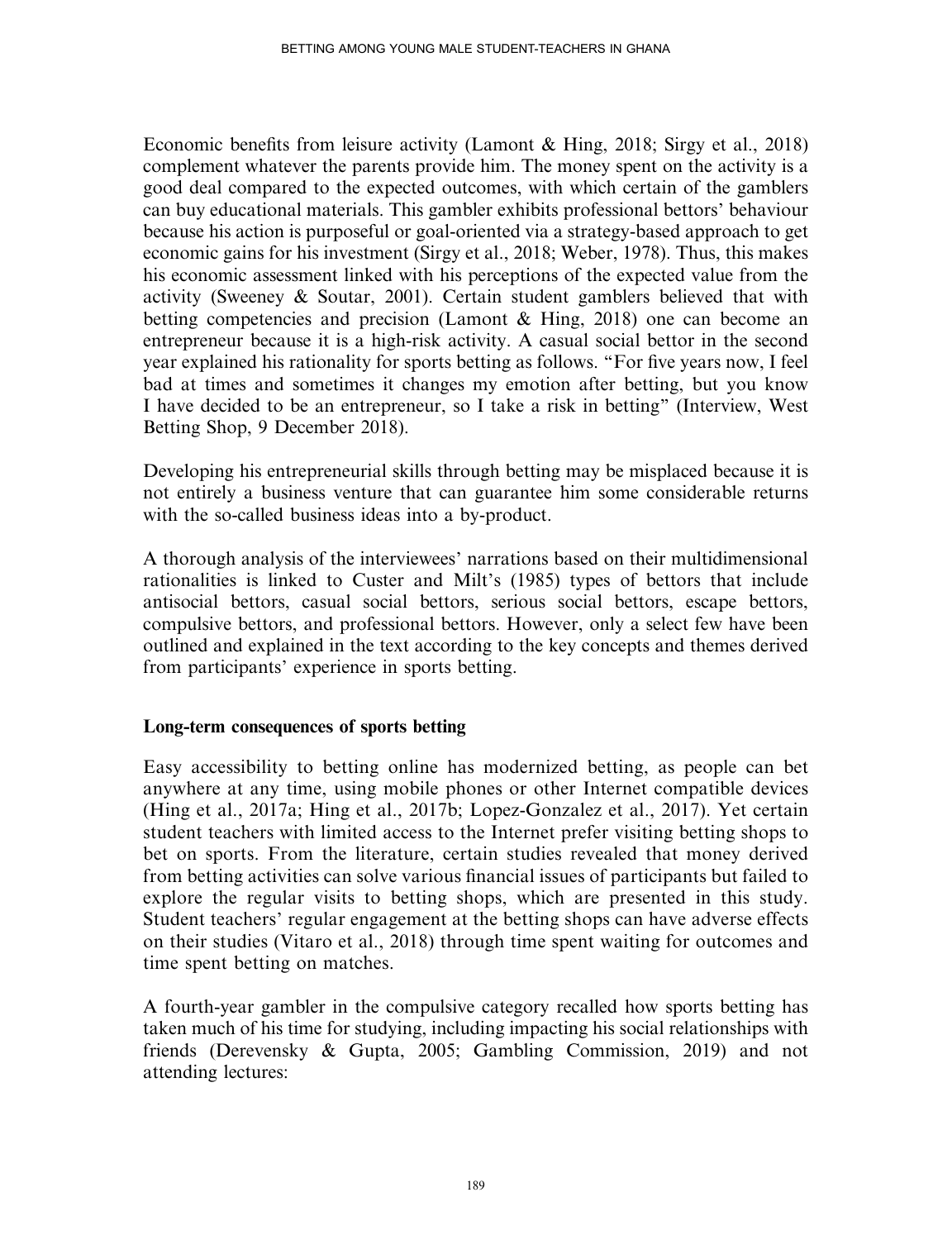Economic benefits from leisure activity (Lamont & Hing, 2018; Sirgy et al., 2018) complement whatever the parents provide him. The money spent on the activity is a good deal compared to the expected outcomes, with which certain of the gamblers can buy educational materials. This gambler exhibits professional bettors' behaviour because his action is purposeful or goal-oriented via a strategy-based approach to get economic gains for his investment (Sirgy et al., 2018; Weber, 1978). Thus, this makes his economic assessment linked with his perceptions of the expected value from the activity (Sweeney & Soutar, 2001). Certain student gamblers believed that with betting competencies and precision (Lamont & Hing, 2018) one can become an entrepreneur because it is a high-risk activity. A casual social bettor in the second year explained his rationality for sports betting as follows. "For five years now, I feel bad at times and sometimes it changes my emotion after betting, but you know I have decided to be an entrepreneur, so I take a risk in betting" (Interview, West Betting Shop, 9 December 2018).

Developing his entrepreneurial skills through betting may be misplaced because it is not entirely a business venture that can guarantee him some considerable returns with the so-called business ideas into a by-product.

A thorough analysis of the interviewees' narrations based on their multidimensional rationalities is linked to Custer and Milt's (1985) types of bettors that include antisocial bettors, casual social bettors, serious social bettors, escape bettors, compulsive bettors, and professional bettors. However, only a select few have been outlined and explained in the text according to the key concepts and themes derived from participants' experience in sports betting.

### Long-term consequences of sports betting

Easy accessibility to betting online has modernized betting, as people can bet anywhere at any time, using mobile phones or other Internet compatible devices (Hing et al., 2017a; Hing et al., 2017b; Lopez-Gonzalez et al., 2017). Yet certain student teachers with limited access to the Internet prefer visiting betting shops to bet on sports. From the literature, certain studies revealed that money derived from betting activities can solve various financial issues of participants but failed to explore the regular visits to betting shops, which are presented in this study. Student teachers' regular engagement at the betting shops can have adverse effects on their studies (Vitaro et al., 2018) through time spent waiting for outcomes and time spent betting on matches.

A fourth-year gambler in the compulsive category recalled how sports betting has taken much of his time for studying, including impacting his social relationships with friends (Derevensky & Gupta, 2005; Gambling Commission, 2019) and not attending lectures: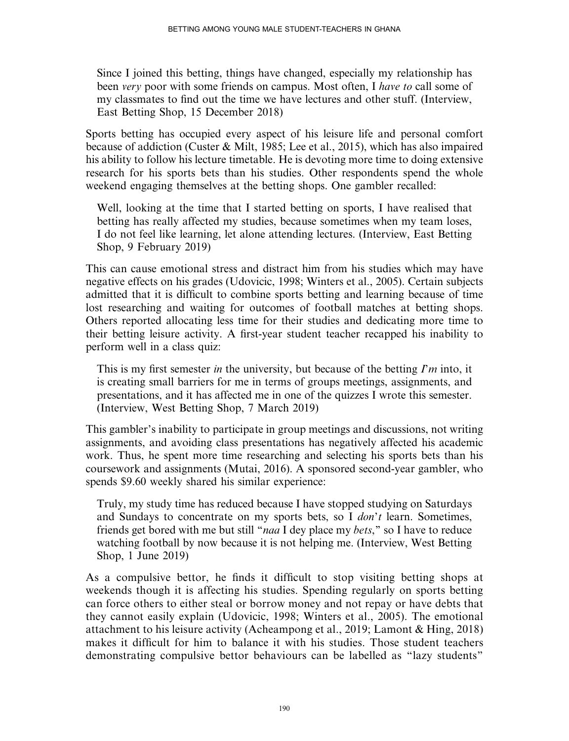> Since I joined this betting, things have changed, especially my relationship has been *very* poor with some friends on campus. Most often, I *have to* call some of my classmates to find out the time we have lectures and other stuff. (Interview, East Betting Shop, 15 December 2018)

Sports betting has occupied every aspect of his leisure life and personal comfort because of addiction (Custer & Milt, 1985; Lee et al., 2015), which has also impaired his ability to follow his lecture timetable. He is devoting more time to doing extensive research for his sports bets than his studies. Other respondents spend the whole weekend engaging themselves at the betting shops. One gambler recalled:

> Well, looking at the time that I started betting on sports, I have realised that betting has really affected my studies, because sometimes when my team loses, I do not feel like learning, let alone attending lectures. (Interview, East Betting Shop, 9 February 2019)

This can cause emotional stress and distract him from his studies which may have negative effects on his grades (Udovicic, 1998; Winters et al., 2005). Certain subjects admitted that it is difficult to combine sports betting and learning because of time lost researching and waiting for outcomes of football matches at betting shops. Others reported allocating less time for their studies and dedicating more time to their betting leisure activity. A first-year student teacher recapped his inability to perform well in a class quiz:

> This is my first semester *in* the university, but because of the betting *I'm* into, it is creating small barriers for me in terms of groups meetings, assignments, and presentations, and it has affected me in one of the quizzes I wrote this semester. (Interview, West Betting Shop, 7 March 2019)

This gambler's inability to participate in group meetings and discussions, not writing assignments, and avoiding class presentations has negatively affected his academic work. Thus, he spent more time researching and selecting his sports bets than his coursework and assignments (Mutai, 2016). A sponsored second-year gambler, who spends $9.60 weekly shared his similar experience:

> Truly, my study time has reduced because I have stopped studying on Saturdays and Sundays to concentrate on my sports bets, so I *don't* learn. Sometimes, friends get bored with me but still "*naa* I dey place my *bets*," so I have to reduce watching football by now because it is not helping me. (Interview, West Betting Shop, 1 June 2019)

As a compulsive bettor, he finds it difficult to stop visiting betting shops at weekends though it is affecting his studies. Spending regularly on sports betting can force others to either steal or borrow money and not repay or have debts that they cannot easily explain (Udovicic, 1998; Winters et al., 2005). The emotional attachment to his leisure activity (Acheampong et al., 2019; Lamont & Hing, 2018) makes it difficult for him to balance it with his studies. Those student teachers demonstrating compulsive bettor behaviours can be labelled as "lazy students"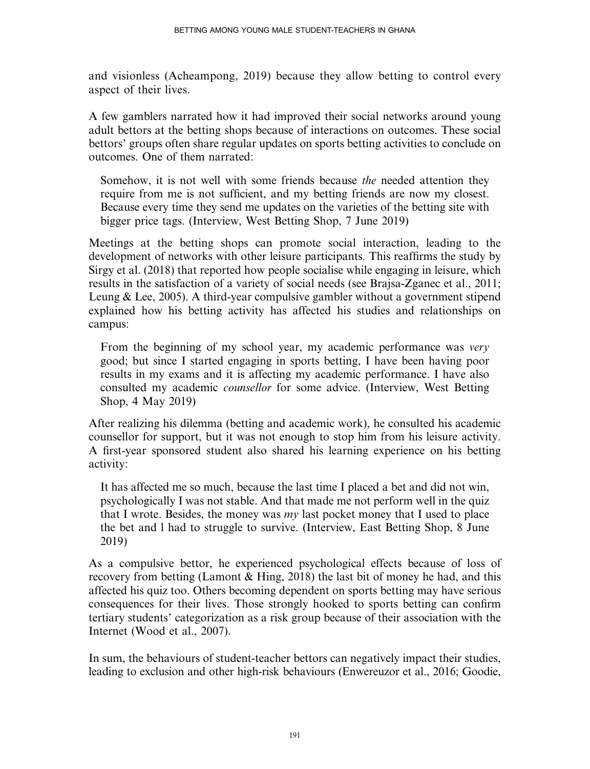and visionless (Acheampong, 2019) because they allow betting to control every aspect of their lives.

A few gamblers narrated how it had improved their social networks around young adult bettors at the betting shops because of interactions on outcomes. These social bettors' groups often share regular updates on sports betting activities to conclude on outcomes. One of them narrated:

> Somehow, it is not well with some friends because *the* needed attention they require from me is not sufficient, and my betting friends are now my closest. Because every time they send me updates on the varieties of the betting site with bigger price tags. (Interview, West Betting Shop, 7 June 2019)

Meetings at the betting shops can promote social interaction, leading to the development of networks with other leisure participants. This reaffirms the study by Sirgy et al. (2018) that reported how people socialise while engaging in leisure, which results in the satisfaction of a variety of social needs (see Brajsa-Zganec et al., 2011; Leung & Lee, 2005). A third-year compulsive gambler without a government stipend explained how his betting activity has affected his studies and relationships on campus:

> From the beginning of my school year, my academic performance was *very* good; but since I started engaging in sports betting, I have been having poor results in my exams and it is affecting my academic performance. I have also consulted my academic *counsellor* for some advice. (Interview, West Betting Shop, 4 May 2019)

After realizing his dilemma (betting and academic work), he consulted his academic counsellor for support, but it was not enough to stop him from his leisure activity. A first-year sponsored student also shared his learning experience on his betting activity:

> It has affected me so much, because the last time I placed a bet and did not win, psychologically I was not stable. And that made me not perform well in the quiz that I wrote. Besides, the money was *my* last pocket money that I used to place the bet and l had to struggle to survive. (Interview, East Betting Shop, 8 June 2019)

As a compulsive bettor, he experienced psychological effects because of loss of recovery from betting (Lamont & Hing, 2018) the last bit of money he had, and this affected his quiz too. Others becoming dependent on sports betting may have serious consequences for their lives. Those strongly hooked to sports betting can confirm tertiary students' categorization as a risk group because of their association with the Internet (Wood et al., 2007).

In sum, the behaviours of student-teacher bettors can negatively impact their studies, leading to exclusion and other high-risk behaviours (Enwereuzor et al., 2016; Goodie,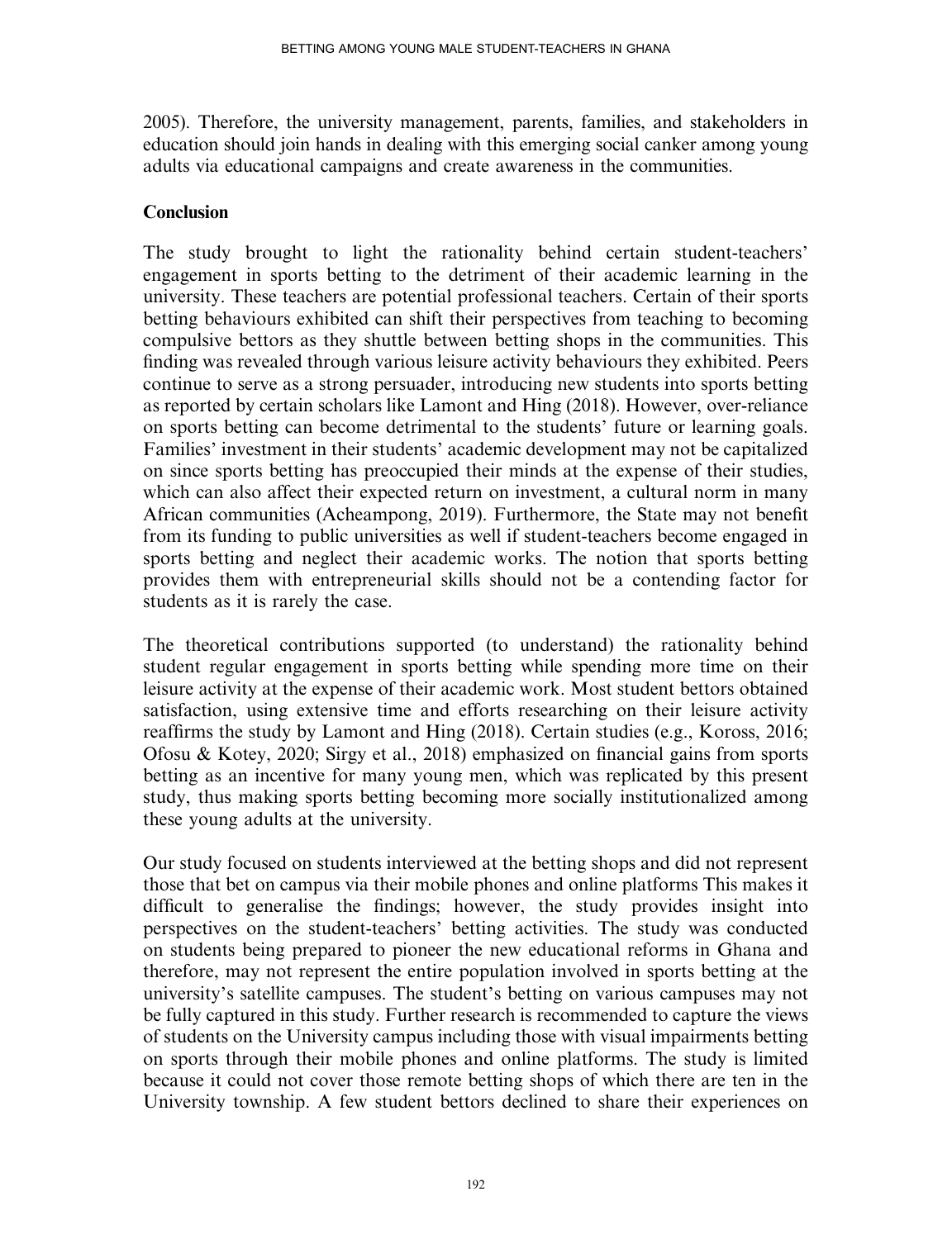2005). Therefore, the university management, parents, families, and stakeholders in education should join hands in dealing with this emerging social canker among young adults via educational campaigns and create awareness in the communities.

## Conclusion

The study brought to light the rationality behind certain student-teachers' engagement in sports betting to the detriment of their academic learning in the university. These teachers are potential professional teachers. Certain of their sports betting behaviours exhibited can shift their perspectives from teaching to becoming compulsive bettors as they shuttle between betting shops in the communities. This finding was revealed through various leisure activity behaviours they exhibited. Peers continue to serve as a strong persuader, introducing new students into sports betting as reported by certain scholars like Lamont and Hing (2018). However, over-reliance on sports betting can become detrimental to the students' future or learning goals. Families' investment in their students' academic development may not be capitalized on since sports betting has preoccupied their minds at the expense of their studies, which can also affect their expected return on investment, a cultural norm in many African communities (Acheampong, 2019). Furthermore, the State may not benefit from its funding to public universities as well if student-teachers become engaged in sports betting and neglect their academic works. The notion that sports betting provides them with entrepreneurial skills should not be a contending factor for students as it is rarely the case.

The theoretical contributions supported (to understand) the rationality behind student regular engagement in sports betting while spending more time on their leisure activity at the expense of their academic work. Most student bettors obtained satisfaction, using extensive time and efforts researching on their leisure activity reaffirms the study by Lamont and Hing (2018). Certain studies (e.g., Koross, 2016; Ofosu & Kotey, 2020; Sirgy et al., 2018) emphasized on financial gains from sports betting as an incentive for many young men, which was replicated by this present study, thus making sports betting becoming more socially institutionalized among these young adults at the university.

Our study focused on students interviewed at the betting shops and did not represent those that bet on campus via their mobile phones and online platforms This makes it difficult to generalise the findings; however, the study provides insight into perspectives on the student-teachers' betting activities. The study was conducted on students being prepared to pioneer the new educational reforms in Ghana and therefore, may not represent the entire population involved in sports betting at the university's satellite campuses. The student's betting on various campuses may not be fully captured in this study. Further research is recommended to capture the views of students on the University campus including those with visual impairments betting on sports through their mobile phones and online platforms. The study is limited because it could not cover those remote betting shops of which there are ten in the University township. A few student bettors declined to share their experiences on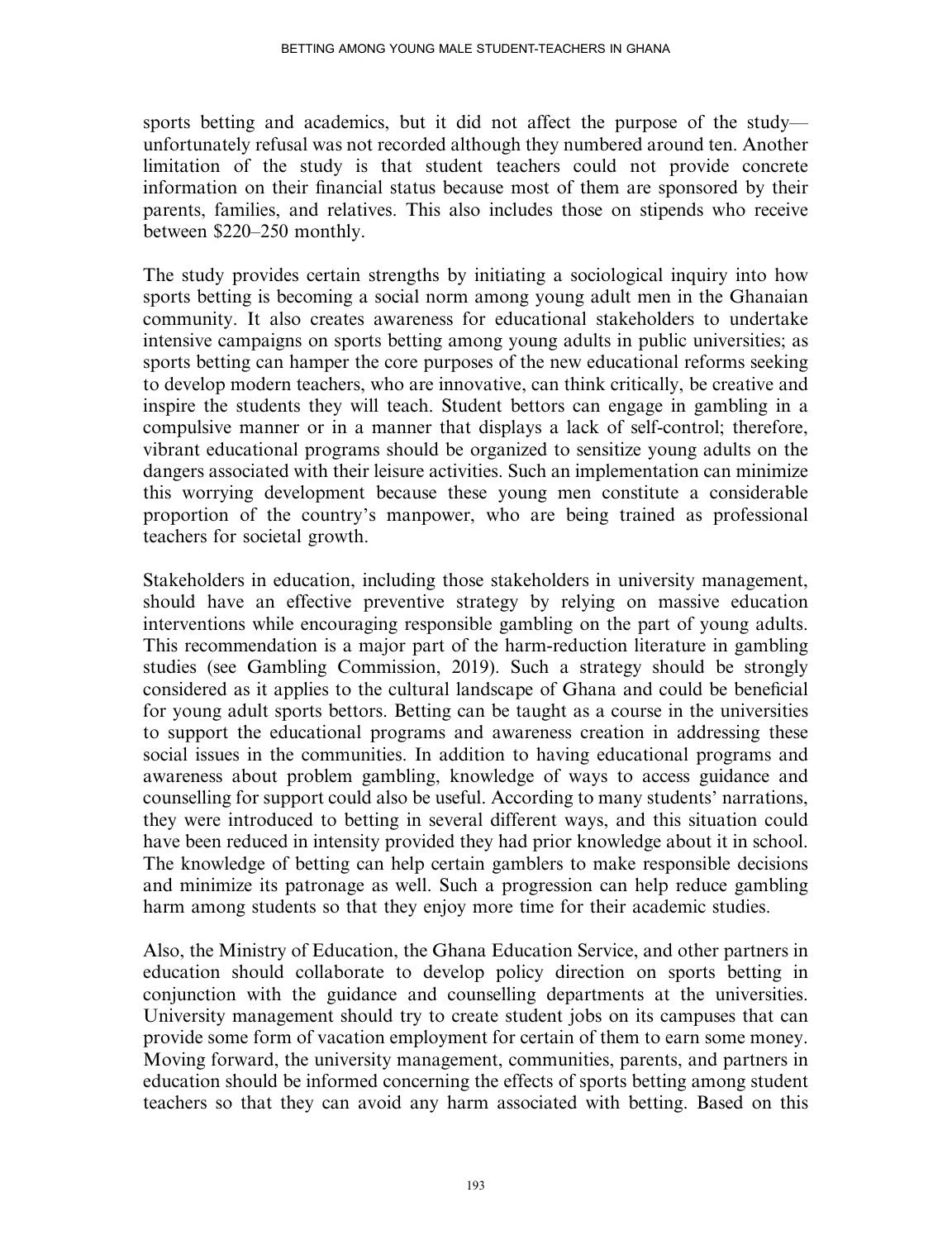sports betting and academics, but it did not affect the purpose of the study—unfortunately refusal was not recorded although they numbered around ten. Another limitation of the study is that student teachers could not provide concrete information on their financial status because most of them are sponsored by their parents, families, and relatives. This also includes those on stipends who receive between $220–250 monthly.

The study provides certain strengths by initiating a sociological inquiry into how sports betting is becoming a social norm among young adult men in the Ghanaian community. It also creates awareness for educational stakeholders to undertake intensive campaigns on sports betting among young adults in public universities; as sports betting can hamper the core purposes of the new educational reforms seeking to develop modern teachers, who are innovative, can think critically, be creative and inspire the students they will teach. Student bettors can engage in gambling in a compulsive manner or in a manner that displays a lack of self-control; therefore, vibrant educational programs should be organized to sensitize young adults on the dangers associated with their leisure activities. Such an implementation can minimize this worrying development because these young men constitute a considerable proportion of the country's manpower, who are being trained as professional teachers for societal growth.

Stakeholders in education, including those stakeholders in university management, should have an effective preventive strategy by relying on massive education interventions while encouraging responsible gambling on the part of young adults. This recommendation is a major part of the harm-reduction literature in gambling studies (see Gambling Commission, 2019). Such a strategy should be strongly considered as it applies to the cultural landscape of Ghana and could be beneficial for young adult sports bettors. Betting can be taught as a course in the universities to support the educational programs and awareness creation in addressing these social issues in the communities. In addition to having educational programs and awareness about problem gambling, knowledge of ways to access guidance and counselling for support could also be useful. According to many students' narrations, they were introduced to betting in several different ways, and this situation could have been reduced in intensity provided they had prior knowledge about it in school. The knowledge of betting can help certain gamblers to make responsible decisions and minimize its patronage as well. Such a progression can help reduce gambling harm among students so that they enjoy more time for their academic studies.

Also, the Ministry of Education, the Ghana Education Service, and other partners in education should collaborate to develop policy direction on sports betting in conjunction with the guidance and counselling departments at the universities. University management should try to create student jobs on its campuses that can provide some form of vacation employment for certain of them to earn some money. Moving forward, the university management, communities, parents, and partners in education should be informed concerning the effects of sports betting among student teachers so that they can avoid any harm associated with betting. Based on this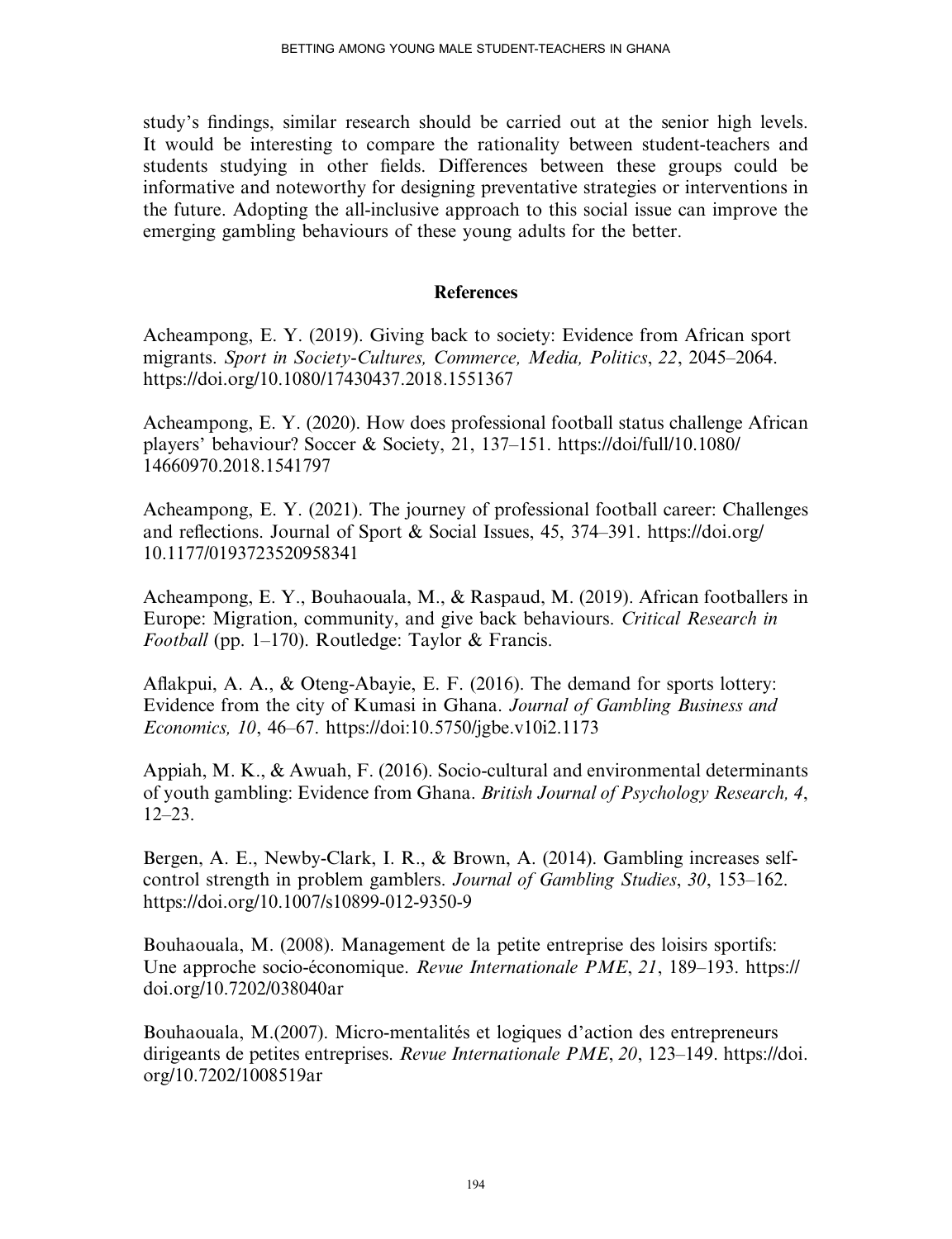study's findings, similar research should be carried out at the senior high levels. It would be interesting to compare the rationality between student-teachers and students studying in other fields. Differences between these groups could be informative and noteworthy for designing preventative strategies or interventions in the future. Adopting the all-inclusive approach to this social issue can improve the emerging gambling behaviours of these young adults for the better.

## References

Acheampong, E. Y. (2019). Giving back to society: Evidence from African sport migrants. *Sport in Society-Cultures, Commerce, Media, Politics*, *22*, 2045–2064. https://doi.org/10.1080/17430437.2018.1551367

Acheampong, E. Y. (2020). How does professional football status challenge African players' behaviour? Soccer & Society, 21, 137–151. https://doi/full/10.1080/14660970.2018.1541797

Acheampong, E. Y. (2021). The journey of professional football career: Challenges and reflections. Journal of Sport & Social Issues, 45, 374–391. https://doi.org/10.1177/0193723520958341

Acheampong, E. Y., Bouhaouala, M., & Raspaud, M. (2019). African footballers in Europe: Migration, community, and give back behaviours. *Critical Research in Football* (pp. 1–170). Routledge: Taylor & Francis.

Aflakpui, A. A., & Oteng-Abayie, E. F. (2016). The demand for sports lottery: Evidence from the city of Kumasi in Ghana. *Journal of Gambling Business and Economics, 10*, 46–67. https://doi:10.5750/jgbe.v10i2.1173

Appiah, M. K., & Awuah, F. (2016). Socio-cultural and environmental determinants of youth gambling: Evidence from Ghana. *British Journal of Psychology Research, 4*, 12–23.

Bergen, A. E., Newby-Clark, I. R., & Brown, A. (2014). Gambling increases self-control strength in problem gamblers. *Journal of Gambling Studies*, *30*, 153–162. https://doi.org/10.1007/s10899-012-9350-9

Bouhaouala, M. (2008). Management de la petite entreprise des loisirs sportifs: Une approche socio-économique. *Revue Internationale PME*, *21*, 189–193. https://doi.org/10.7202/038040ar

Bouhaouala, M.(2007). Micro-mentalités et logiques d'action des entrepreneurs dirigeants de petites entreprises. *Revue Internationale PME*, *20*, 123–149. https://doi.org/10.7202/1008519ar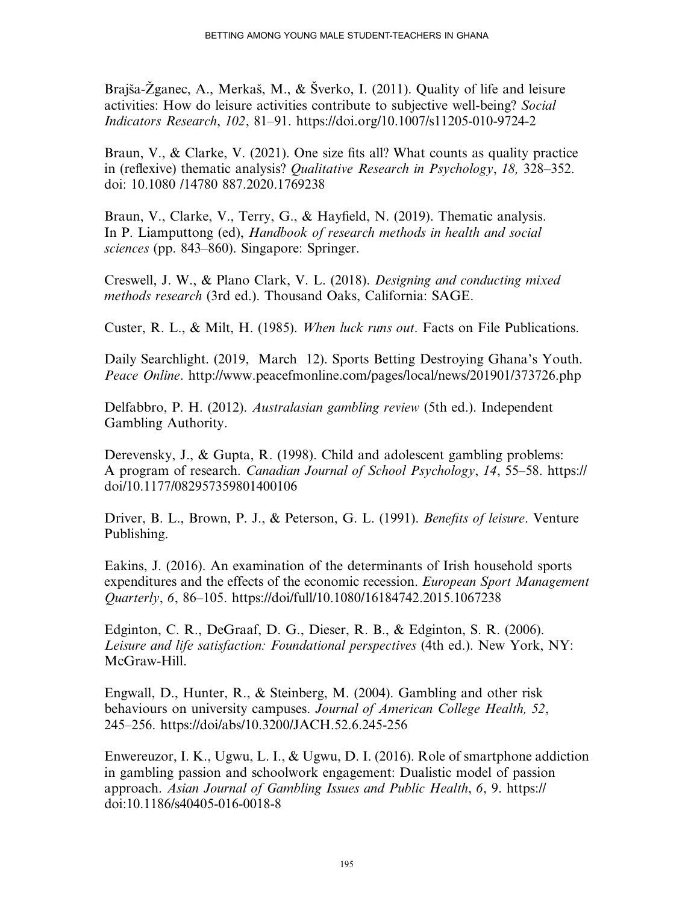Brajša-Žganec, A., Merkaš, M., & Šverko, I. (2011). Quality of life and leisure activities: How do leisure activities contribute to subjective well-being? *Social Indicators Research*, *102*, 81–91. https://doi.org/10.1007/s11205-010-9724-2

Braun, V., & Clarke, V. (2021). One size fits all? What counts as quality practice in (reflexive) thematic analysis? *Qualitative Research in Psychology*, *18,* 328–352. doi: 10.1080 /14780 887.2020.1769238

Braun, V., Clarke, V., Terry, G., & Hayfield, N. (2019). Thematic analysis. In P. Liamputtong (ed), *Handbook of research methods in health and social sciences* (pp. 843–860). Singapore: Springer.

Creswell, J. W., & Plano Clark, V. L. (2018). *Designing and conducting mixed methods research* (3rd ed.). Thousand Oaks, California: SAGE.

Custer, R. L., & Milt, H. (1985). *When luck runs out*. Facts on File Publications.

Daily Searchlight. (2019, March 12). Sports Betting Destroying Ghana's Youth. *Peace Online*. http://www.peacefmonline.com/pages/local/news/201901/373726.php

Delfabbro, P. H. (2012). *Australasian gambling review* (5th ed.). Independent Gambling Authority.

Derevensky, J., & Gupta, R. (1998). Child and adolescent gambling problems: A program of research. *Canadian Journal of School Psychology*, *14*, 55–58. https://doi/10.1177/082957359801400106

Driver, B. L., Brown, P. J., & Peterson, G. L. (1991). *Benefits of leisure*. Venture Publishing.

Eakins, J. (2016). An examination of the determinants of Irish household sports expenditures and the effects of the economic recession. *European Sport Management Quarterly*, *6*, 86–105. https://doi/full/10.1080/16184742.2015.1067238

Edginton, C. R., DeGraaf, D. G., Dieser, R. B., & Edginton, S. R. (2006). *Leisure and life satisfaction: Foundational perspectives* (4th ed.). New York, NY: McGraw-Hill.

Engwall, D., Hunter, R., & Steinberg, M. (2004). Gambling and other risk behaviours on university campuses. *Journal of American College Health, 52*, 245–256. https://doi/abs/10.3200/JACH.52.6.245-256

Enwereuzor, I. K., Ugwu, L. I., & Ugwu, D. I. (2016). Role of smartphone addiction in gambling passion and schoolwork engagement: Dualistic model of passion approach. *Asian Journal of Gambling Issues and Public Health*, *6*, 9. https://doi:10.1186/s40405-016-0018-8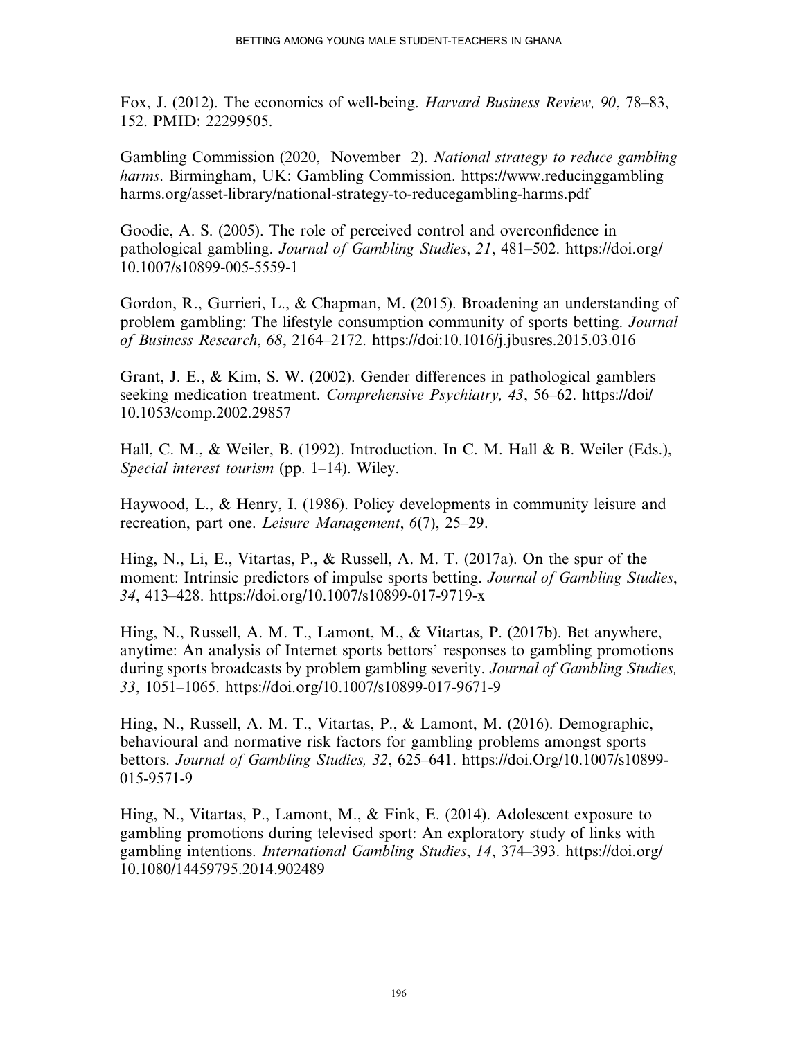Fox, J. (2012). The economics of well-being. *Harvard Business Review, 90*, 78–83, 152. PMID: 22299505.

Gambling Commission (2020, November 2). *National strategy to reduce gambling harms*. Birmingham, UK: Gambling Commission. https://www.reducinggambling harms.org/asset-library/national-strategy-to-reducegambling-harms.pdf

Goodie, A. S. (2005). The role of perceived control and overconfidence in pathological gambling. *Journal of Gambling Studies*, *21*, 481–502. https://doi.org/10.1007/s10899-005-5559-1

Gordon, R., Gurrieri, L., & Chapman, M. (2015). Broadening an understanding of problem gambling: The lifestyle consumption community of sports betting. *Journal of Business Research*, *68*, 2164–2172. https://doi:10.1016/j.jbusres.2015.03.016

Grant, J. E., & Kim, S. W. (2002). Gender differences in pathological gamblers seeking medication treatment. *Comprehensive Psychiatry, 43*, 56–62. https://doi/10.1053/comp.2002.29857

Hall, C. M., & Weiler, B. (1992). Introduction. In C. M. Hall & B. Weiler (Eds.), *Special interest tourism* (pp. 1–14). Wiley.

Haywood, L., & Henry, I. (1986). Policy developments in community leisure and recreation, part one. *Leisure Management*, *6*(7), 25–29.

Hing, N., Li, E., Vitartas, P., & Russell, A. M. T. (2017a). On the spur of the moment: Intrinsic predictors of impulse sports betting. *Journal of Gambling Studies*, *34*, 413–428. https://doi.org/10.1007/s10899-017-9719-x

Hing, N., Russell, A. M. T., Lamont, M., & Vitartas, P. (2017b). Bet anywhere, anytime: An analysis of Internet sports bettors' responses to gambling promotions during sports broadcasts by problem gambling severity. *Journal of Gambling Studies, 33*, 1051–1065. https://doi.org/10.1007/s10899-017-9671-9

Hing, N., Russell, A. M. T., Vitartas, P., & Lamont, M. (2016). Demographic, behavioural and normative risk factors for gambling problems amongst sports bettors. *Journal of Gambling Studies, 32*, 625–641. https://doi.Org/10.1007/s10899-015-9571-9

Hing, N., Vitartas, P., Lamont, M., & Fink, E. (2014). Adolescent exposure to gambling promotions during televised sport: An exploratory study of links with gambling intentions. *International Gambling Studies*, *14*, 374–393. https://doi.org/10.1080/14459795.2014.902489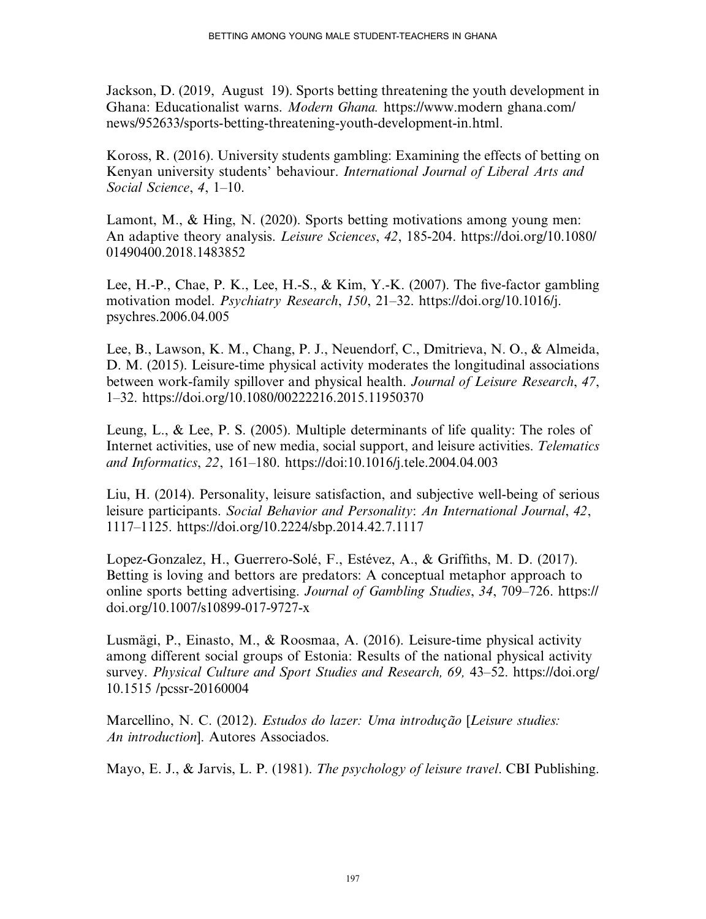Jackson, D. (2019, August 19). Sports betting threatening the youth development in Ghana: Educationalist warns. *Modern Ghana.* https://www.modern ghana.com/news/952633/sports-betting-threatening-youth-development-in.html.

Koross, R. (2016). University students gambling: Examining the effects of betting on Kenyan university students' behaviour. *International Journal of Liberal Arts and Social Science*, *4*, 1–10.

Lamont, M., & Hing, N. (2020). Sports betting motivations among young men: An adaptive theory analysis. *Leisure Sciences*, *42*, 185-204. https://doi.org/10.1080/01490400.2018.1483852

Lee, H.-P., Chae, P. K., Lee, H.-S., & Kim, Y.-K. (2007). The five-factor gambling motivation model. *Psychiatry Research*, *150*, 21–32. https://doi.org/10.1016/j.psychres.2006.04.005

Lee, B., Lawson, K. M., Chang, P. J., Neuendorf, C., Dmitrieva, N. O., & Almeida, D. M. (2015). Leisure-time physical activity moderates the longitudinal associations between work-family spillover and physical health. *Journal of Leisure Research*, *47*, 1–32. https://doi.org/10.1080/00222216.2015.11950370

Leung, L., & Lee, P. S. (2005). Multiple determinants of life quality: The roles of Internet activities, use of new media, social support, and leisure activities. *Telematics and Informatics*, *22*, 161–180. https://doi:10.1016/j.tele.2004.04.003

Liu, H. (2014). Personality, leisure satisfaction, and subjective well-being of serious leisure participants. *Social Behavior and Personality*: *An International Journal*, *42*, 1117–1125. https://doi.org/10.2224/sbp.2014.42.7.1117

Lopez-Gonzalez, H., Guerrero-Solé, F., Estévez, A., & Griffiths, M. D. (2017). Betting is loving and bettors are predators: A conceptual metaphor approach to online sports betting advertising. *Journal of Gambling Studies*, *34*, 709–726. https://doi.org/10.1007/s10899-017-9727-x

Lusmägi, P., Einasto, M., & Roosmaa, A. (2016). Leisure-time physical activity among different social groups of Estonia: Results of the national physical activity survey. *Physical Culture and Sport Studies and Research, 69,* 43–52. https://doi.org/10.1515 /pcssr-20160004

Marcellino, N. C. (2012). *Estudos do lazer: Uma introdução* [*Leisure studies: An introduction*]. Autores Associados.

Mayo, E. J., & Jarvis, L. P. (1981). *The psychology of leisure travel*. CBI Publishing.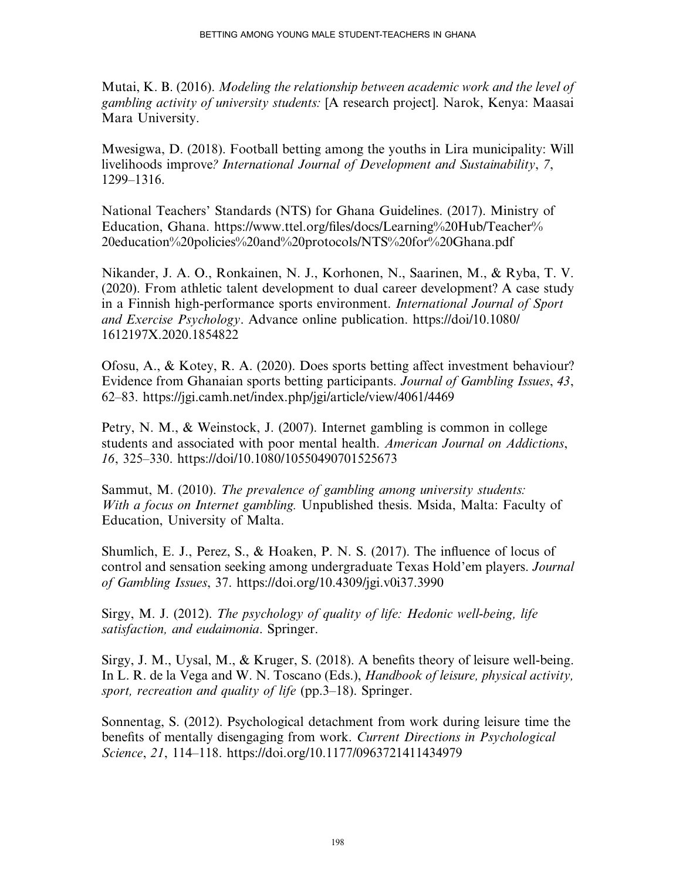Mutai, K. B. (2016). *Modeling the relationship between academic work and the level of gambling activity of university students:* [A research project]. Narok, Kenya: Maasai Mara University.

Mwesigwa, D. (2018). Football betting among the youths in Lira municipality: Will livelihoods improve*? International Journal of Development and Sustainability*, *7*, 1299–1316.

National Teachers' Standards (NTS) for Ghana Guidelines. (2017). Ministry of Education, Ghana. https://www.ttel.org/files/docs/Learning%20Hub/Teacher%20education%20policies%20and%20protocols/NTS%20for%20Ghana.pdf

Nikander, J. A. O., Ronkainen, N. J., Korhonen, N., Saarinen, M., & Ryba, T. V. (2020). From athletic talent development to dual career development? A case study in a Finnish high-performance sports environment. *International Journal of Sport and Exercise Psychology*. Advance online publication. https://doi/10.1080/1612197X.2020.1854822

Ofosu, A., & Kotey, R. A. (2020). Does sports betting affect investment behaviour? Evidence from Ghanaian sports betting participants. *Journal of Gambling Issues*, *43*, 62–83. https://jgi.camh.net/index.php/jgi/article/view/4061/4469

Petry, N. M., & Weinstock, J. (2007). Internet gambling is common in college students and associated with poor mental health. *American Journal on Addictions*, *16*, 325–330. https://doi/10.1080/10550490701525673

Sammut, M. (2010). *The prevalence of gambling among university students: With a focus on Internet gambling.* Unpublished thesis. Msida, Malta: Faculty of Education, University of Malta.

Shumlich, E. J., Perez, S., & Hoaken, P. N. S. (2017). The influence of locus of control and sensation seeking among undergraduate Texas Hold'em players. *Journal of Gambling Issues*, 37. https://doi.org/10.4309/jgi.v0i37.3990

Sirgy, M. J. (2012). *The psychology of quality of life: Hedonic well-being, life satisfaction, and eudaimonia*. Springer.

Sirgy, J. M., Uysal, M., & Kruger, S. (2018). A benefits theory of leisure well-being. In L. R. de la Vega and W. N. Toscano (Eds.), *Handbook of leisure, physical activity, sport, recreation and quality of life* (pp.3–18). Springer.

Sonnentag, S. (2012). Psychological detachment from work during leisure time the benefits of mentally disengaging from work. *Current Directions in Psychological Science*, *21*, 114–118. https://doi.org/10.1177/0963721411434979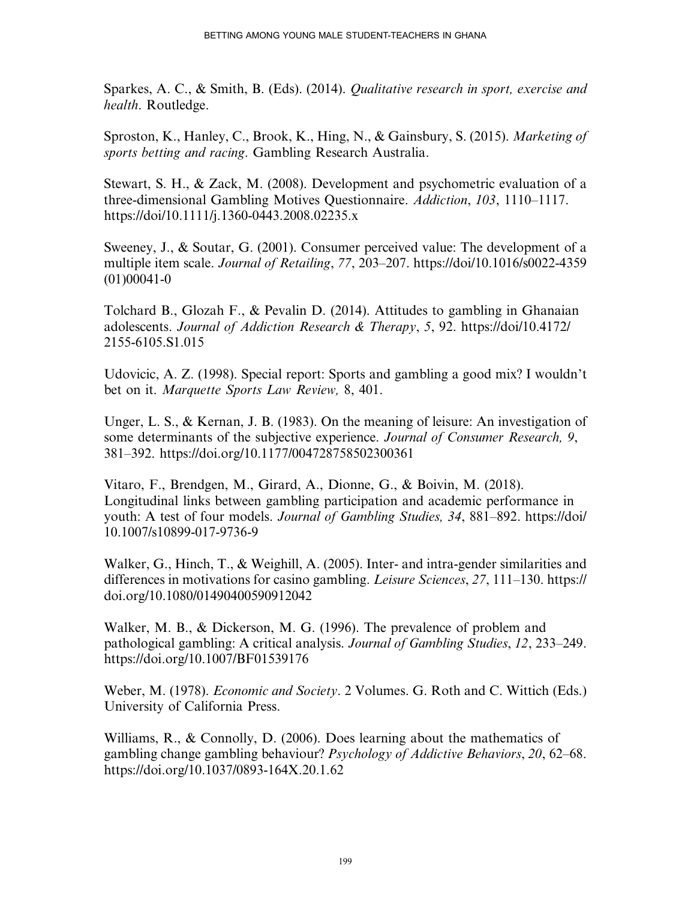Sparkes, A. C., & Smith, B. (Eds). (2014). *Qualitative research in sport, exercise and health*. Routledge.

Sproston, K., Hanley, C., Brook, K., Hing, N., & Gainsbury, S. (2015). *Marketing of sports betting and racing*. Gambling Research Australia.

Stewart, S. H., & Zack, M. (2008). Development and psychometric evaluation of a three-dimensional Gambling Motives Questionnaire. *Addiction*, *103*, 1110–1117. https://doi/10.1111/j.1360-0443.2008.02235.x

Sweeney, J., & Soutar, G. (2001). Consumer perceived value: The development of a multiple item scale. *Journal of Retailing*, *77*, 203–207. https://doi/10.1016/s0022-4359(01)00041-0

Tolchard B., Glozah F., & Pevalin D. (2014). Attitudes to gambling in Ghanaian adolescents. *Journal of Addiction Research & Therapy*, *5*, 92. https://doi/10.4172/2155-6105.S1.015

Udovicic, A. Z. (1998). Special report: Sports and gambling a good mix? I wouldn't bet on it. *Marquette Sports Law Review,* 8, 401.

Unger, L. S., & Kernan, J. B. (1983). On the meaning of leisure: An investigation of some determinants of the subjective experience. *Journal of Consumer Research, 9*, 381–392. https://doi.org/10.1177/004728758502300361

Vitaro, F., Brendgen, M., Girard, A., Dionne, G., & Boivin, M. (2018). Longitudinal links between gambling participation and academic performance in youth: A test of four models. *Journal of Gambling Studies, 34*, 881–892. https://doi/10.1007/s10899-017-9736-9

Walker, G., Hinch, T., & Weighill, A. (2005). Inter- and intra-gender similarities and differences in motivations for casino gambling. *Leisure Sciences*, *27*, 111–130. https://doi.org/10.1080/01490400590912042

Walker, M. B., & Dickerson, M. G. (1996). The prevalence of problem and pathological gambling: A critical analysis. *Journal of Gambling Studies*, *12*, 233–249. https://doi.org/10.1007/BF01539176

Weber, M. (1978). *Economic and Society*. 2 Volumes. G. Roth and C. Wittich (Eds.) University of California Press.

Williams, R., & Connolly, D. (2006). Does learning about the mathematics of gambling change gambling behaviour? *Psychology of Addictive Behaviors*, *20*, 62–68. https://doi.org/10.1037/0893-164X.20.1.62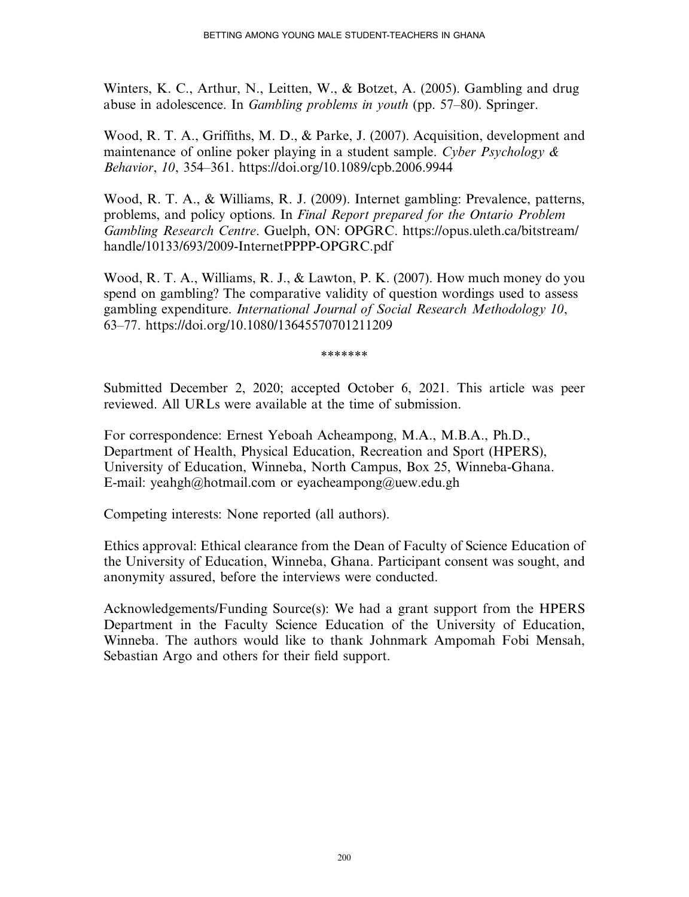Winters, K. C., Arthur, N., Leitten, W., & Botzet, A. (2005). Gambling and drug abuse in adolescence. In *Gambling problems in youth* (pp. 57–80). Springer.

Wood, R. T. A., Griffiths, M. D., & Parke, J. (2007). Acquisition, development and maintenance of online poker playing in a student sample. *Cyber Psychology & Behavior*, *10*, 354–361. https://doi.org/10.1089/cpb.2006.9944

Wood, R. T. A., & Williams, R. J. (2009). Internet gambling: Prevalence, patterns, problems, and policy options. In *Final Report prepared for the Ontario Problem Gambling Research Centre*. Guelph, ON: OPGRC. https://opus.uleth.ca/bitstream/handle/10133/693/2009-InternetPPPP-OPGRC.pdf

Wood, R. T. A., Williams, R. J., & Lawton, P. K. (2007). How much money do you spend on gambling? The comparative validity of question wordings used to assess gambling expenditure. *International Journal of Social Research Methodology 10*, 63–77. https://doi.org/10.1080/13645570701211209

*******

Submitted December 2, 2020; accepted October 6, 2021. This article was peer reviewed. All URLs were available at the time of submission.

For correspondence: Ernest Yeboah Acheampong, M.A., M.B.A., Ph.D., Department of Health, Physical Education, Recreation and Sport (HPERS), University of Education, Winneba, North Campus, Box 25, Winneba-Ghana. E-mail: yeahgh@hotmail.com or eyacheampong@uew.edu.gh

Competing interests: None reported (all authors).

Ethics approval: Ethical clearance from the Dean of Faculty of Science Education of the University of Education, Winneba, Ghana. Participant consent was sought, and anonymity assured, before the interviews were conducted.

Acknowledgements/Funding Source(s): We had a grant support from the HPERS Department in the Faculty Science Education of the University of Education, Winneba. The authors would like to thank Johnmark Ampomah Fobi Mensah, Sebastian Argo and others for their field support.